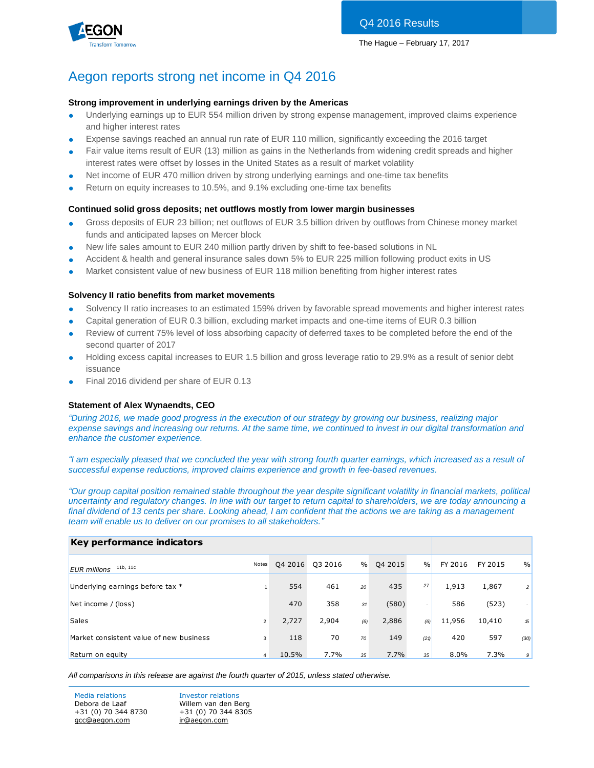Q4 2016 Results

The Hague – February 17, 2017

# Aegon reports strong net income in Q4 2016

### Strong improvement in underlying earnings driven by the Americas

- Underlying earnings up to EUR 554 million driven by strong expense management, improved claims experience and higher interest rates
- Expense savings reached an annual run rate of EUR 110 million, significantly exceeding the 2016 target
- Fair value items result of EUR (13) million as gains in the Netherlands from widening credit spreads and higher interest rates were offset by losses in the United States as a result of market volatility
- Net income of EUR 470 million driven by strong underlying earnings and one-time tax benefits
- Return on equity increases to 10.5%, and 9.1% excluding one-time tax benefits

### Continued solid gross deposits; net outflows mostly from lower margin businesses

- Gross deposits of EUR 23 billion; net outflows of EUR 3.5 billion driven by outflows from Chinese money market funds and anticipated lapses on Mercer block
- New life sales amount to EUR 240 million partly driven by shift to fee-based solutions in NL
- Accident & health and general insurance sales down 5% to EUR 225 million following product exits in US
- Market consistent value of new business of EUR 118 million benefiting from higher interest rates

### Solvency II ratio benefits from market movements

- Solvency II ratio increases to an estimated 159% driven by favorable spread movements and higher interest rates
- Capital generation of EUR 0.3 billion, excluding market impacts and one-time items of EUR 0.3 billion
- Review of current 75% level of loss absorbing capacity of deferred taxes to be completed before the end of the second quarter of 2017
- Holding excess capital increases to EUR 1.5 billion and gross leverage ratio to 29.9% as a result of senior debt issuance
- Final 2016 dividend per share of EUR 0.13

### Statement of Alex Wynaendts, CEO

*"During 2016, we made good progress in the execution of our strategy by growing our business, realizing major expense savings and increasing our returns. At the same time, we continued to invest in our digital transformation and enhance the customer experience.*

*"I am especially pleased that we concluded the year with strong fourth quarter earnings, which increased as a result of successful expense reductions, improved claims experience and growth in fee-based revenues.*

*"Our group capital position remained stable throughout the year despite significant volatility in financial markets, political uncertainty and regulatory changes. In line with our target to return capital to shareholders, we are today announcing a final dividend of 13 cents per share. Looking ahead, I am confident that the actions we are taking as a management team will enable us to deliver on our promises to all stakeholders."*

**Key performance indicators**

| *EUR millions* 11b, 11c | Notes | Q4 2016 | Q3 2016 | % | Q4 2015 | % | FY 2016 | FY 2015 | % |
|---|---|---|---|---|---|---|---|---|---|
| Underlying earnings before tax * | 1 | 554 | 461 | 20 | 435 | 27 | 1,913 | 1,867 | 2 |
| Net income / (loss) | | 470 | 358 | 31 | (580) | - | 586 | (523) | - |
| Sales | 2 | 2,727 | 2,904 | (6) | 2,886 | (6) | 11,956 | 10,410 | 15 |
| Market consistent value of new business | 3 | 118 | 70 | 70 | 149 | (21) | 420 | 597 | (30) |
| Return on equity | 4 | 10.5% | 7.7% | 35 | 7.7% | 35 | 8.0% | 7.3% | 9 |

*All comparisons in this release are against the fourth quarter of 2015, unless stated otherwise.*

Media relations
Debora de Laaf
+31 (0) 70 344 8730
gcc@aegon.com

Investor relations
Willem van den Berg
+31 (0) 70 344 8305
ir@aegon.com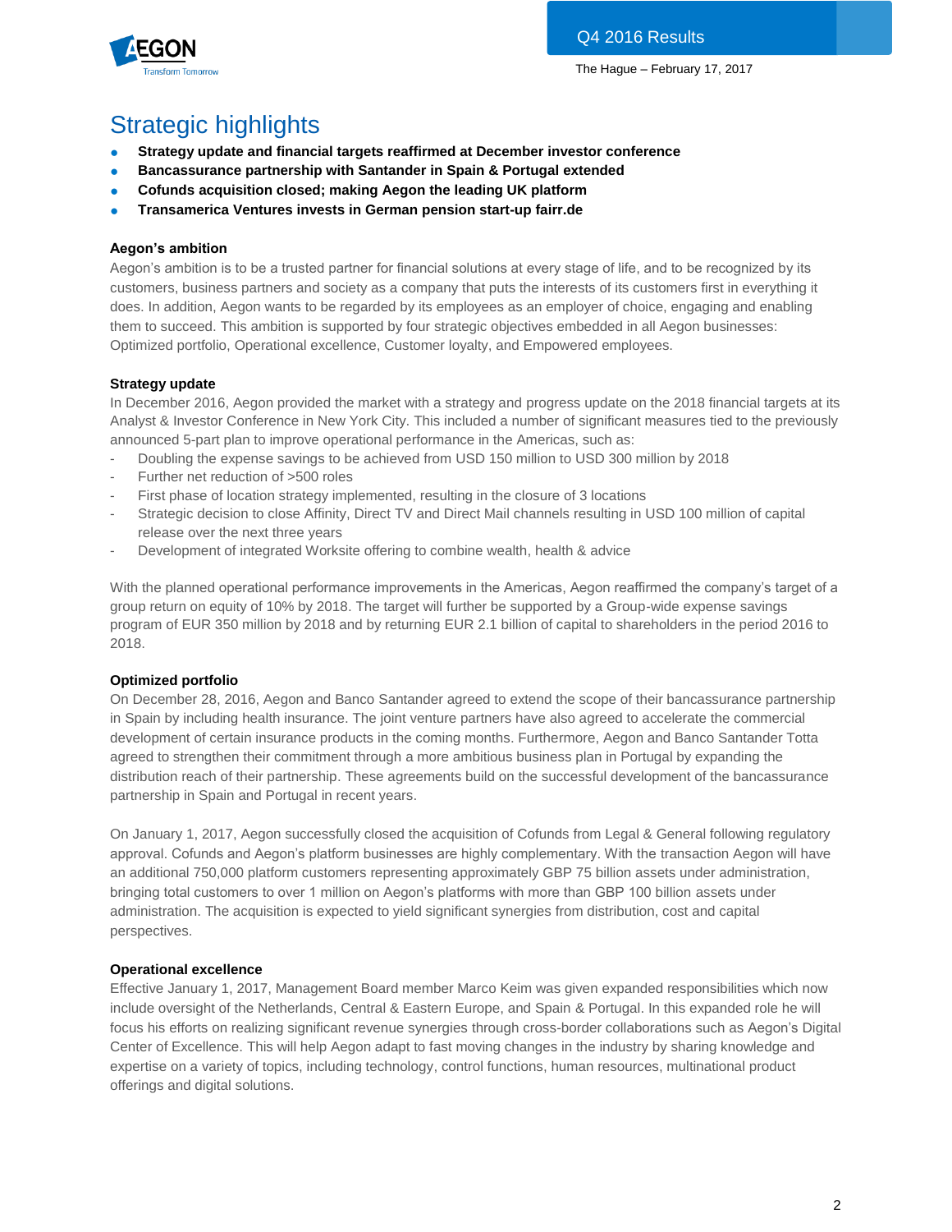# Strategic highlights

- **Strategy update and financial targets reaffirmed at December investor conference**
- **Bancassurance partnership with Santander in Spain & Portugal extended**
- **Cofunds acquisition closed; making Aegon the leading UK platform**
- **Transamerica Ventures invests in German pension start-up fairr.de**

**Aegon's ambition**

Aegon's ambition is to be a trusted partner for financial solutions at every stage of life, and to be recognized by its customers, business partners and society as a company that puts the interests of its customers first in everything it does. In addition, Aegon wants to be regarded by its employees as an employer of choice, engaging and enabling them to succeed. This ambition is supported by four strategic objectives embedded in all Aegon businesses: Optimized portfolio, Operational excellence, Customer loyalty, and Empowered employees.

**Strategy update**

In December 2016, Aegon provided the market with a strategy and progress update on the 2018 financial targets at its Analyst & Investor Conference in New York City. This included a number of significant measures tied to the previously announced 5-part plan to improve operational performance in the Americas, such as:

- Doubling the expense savings to be achieved from USD 150 million to USD 300 million by 2018
- Further net reduction of >500 roles
- First phase of location strategy implemented, resulting in the closure of 3 locations
- Strategic decision to close Affinity, Direct TV and Direct Mail channels resulting in USD 100 million of capital release over the next three years
- Development of integrated Worksite offering to combine wealth, health & advice

With the planned operational performance improvements in the Americas, Aegon reaffirmed the company's target of a group return on equity of 10% by 2018. The target will further be supported by a Group-wide expense savings program of EUR 350 million by 2018 and by returning EUR 2.1 billion of capital to shareholders in the period 2016 to 2018.

**Optimized portfolio**

On December 28, 2016, Aegon and Banco Santander agreed to extend the scope of their bancassurance partnership in Spain by including health insurance. The joint venture partners have also agreed to accelerate the commercial development of certain insurance products in the coming months. Furthermore, Aegon and Banco Santander Totta agreed to strengthen their commitment through a more ambitious business plan in Portugal by expanding the distribution reach of their partnership. These agreements build on the successful development of the bancassurance partnership in Spain and Portugal in recent years.

On January 1, 2017, Aegon successfully closed the acquisition of Cofunds from Legal & General following regulatory approval. Cofunds and Aegon's platform businesses are highly complementary. With the transaction Aegon will have an additional 750,000 platform customers representing approximately GBP 75 billion assets under administration, bringing total customers to over 1 million on Aegon's platforms with more than GBP 100 billion assets under administration. The acquisition is expected to yield significant synergies from distribution, cost and capital perspectives.

**Operational excellence**

Effective January 1, 2017, Management Board member Marco Keim was given expanded responsibilities which now include oversight of the Netherlands, Central & Eastern Europe, and Spain & Portugal. In this expanded role he will focus his efforts on realizing significant revenue synergies through cross-border collaborations such as Aegon's Digital Center of Excellence. This will help Aegon adapt to fast moving changes in the industry by sharing knowledge and expertise on a variety of topics, including technology, control functions, human resources, multinational product offerings and digital solutions.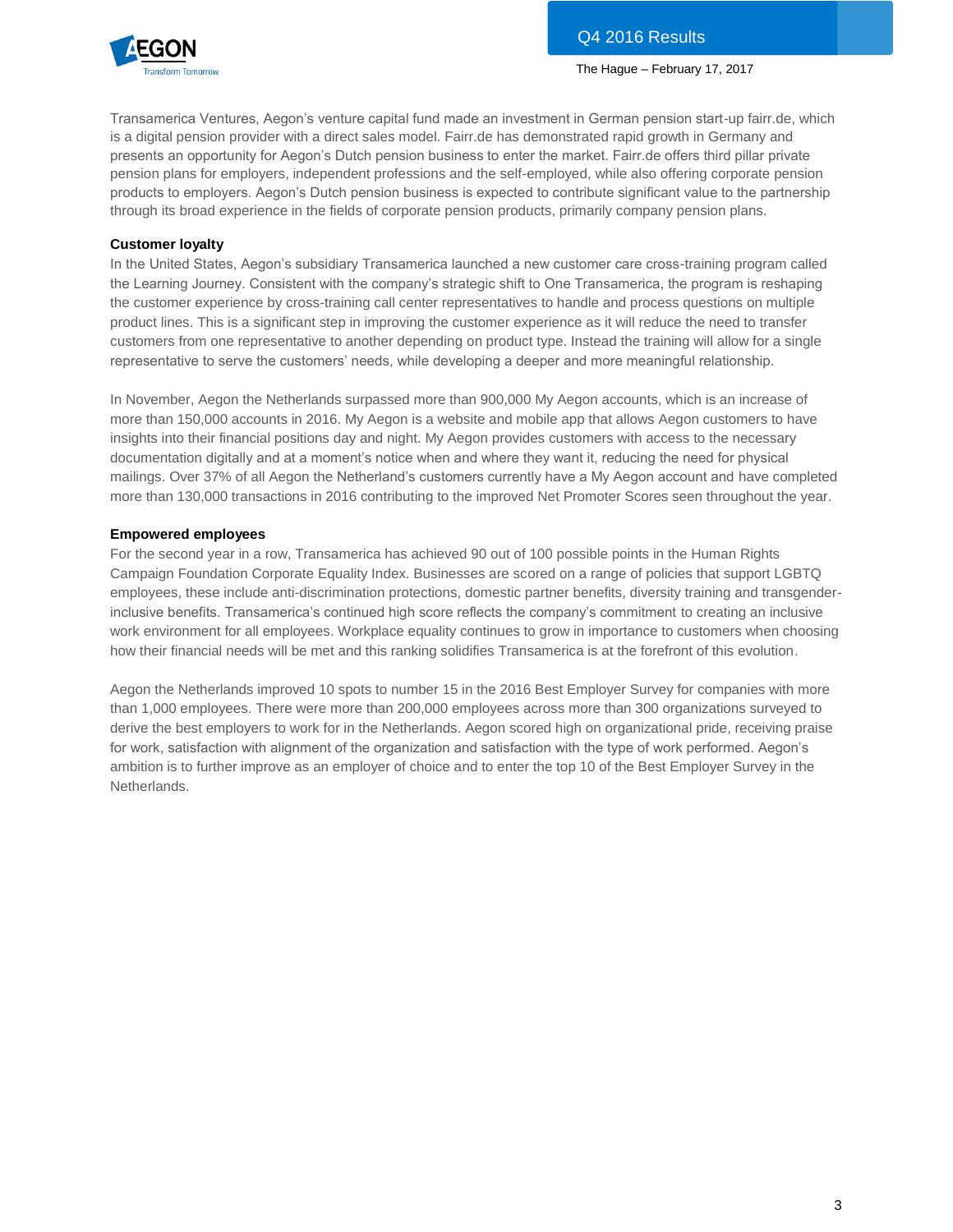Transamerica Ventures, Aegon's venture capital fund made an investment in German pension start-up fairr.de, which is a digital pension provider with a direct sales model. Fairr.de has demonstrated rapid growth in Germany and presents an opportunity for Aegon's Dutch pension business to enter the market. Fairr.de offers third pillar private pension plans for employers, independent professions and the self-employed, while also offering corporate pension products to employers. Aegon's Dutch pension business is expected to contribute significant value to the partnership through its broad experience in the fields of corporate pension products, primarily company pension plans.

**Customer loyalty**

In the United States, Aegon's subsidiary Transamerica launched a new customer care cross-training program called the Learning Journey. Consistent with the company's strategic shift to One Transamerica, the program is reshaping the customer experience by cross-training call center representatives to handle and process questions on multiple product lines. This is a significant step in improving the customer experience as it will reduce the need to transfer customers from one representative to another depending on product type. Instead the training will allow for a single representative to serve the customers' needs, while developing a deeper and more meaningful relationship.

In November, Aegon the Netherlands surpassed more than 900,000 My Aegon accounts, which is an increase of more than 150,000 accounts in 2016. My Aegon is a website and mobile app that allows Aegon customers to have insights into their financial positions day and night. My Aegon provides customers with access to the necessary documentation digitally and at a moment's notice when and where they want it, reducing the need for physical mailings. Over 37% of all Aegon the Netherland's customers currently have a My Aegon account and have completed more than 130,000 transactions in 2016 contributing to the improved Net Promoter Scores seen throughout the year.

**Empowered employees**

For the second year in a row, Transamerica has achieved 90 out of 100 possible points in the Human Rights Campaign Foundation Corporate Equality Index. Businesses are scored on a range of policies that support LGBTQ employees, these include anti-discrimination protections, domestic partner benefits, diversity training and transgender-inclusive benefits. Transamerica's continued high score reflects the company's commitment to creating an inclusive work environment for all employees. Workplace equality continues to grow in importance to customers when choosing how their financial needs will be met and this ranking solidifies Transamerica is at the forefront of this evolution.

Aegon the Netherlands improved 10 spots to number 15 in the 2016 Best Employer Survey for companies with more than 1,000 employees. There were more than 200,000 employees across more than 300 organizations surveyed to derive the best employers to work for in the Netherlands. Aegon scored high on organizational pride, receiving praise for work, satisfaction with alignment of the organization and satisfaction with the type of work performed. Aegon's ambition is to further improve as an employer of choice and to enter the top 10 of the Best Employer Survey in the Netherlands.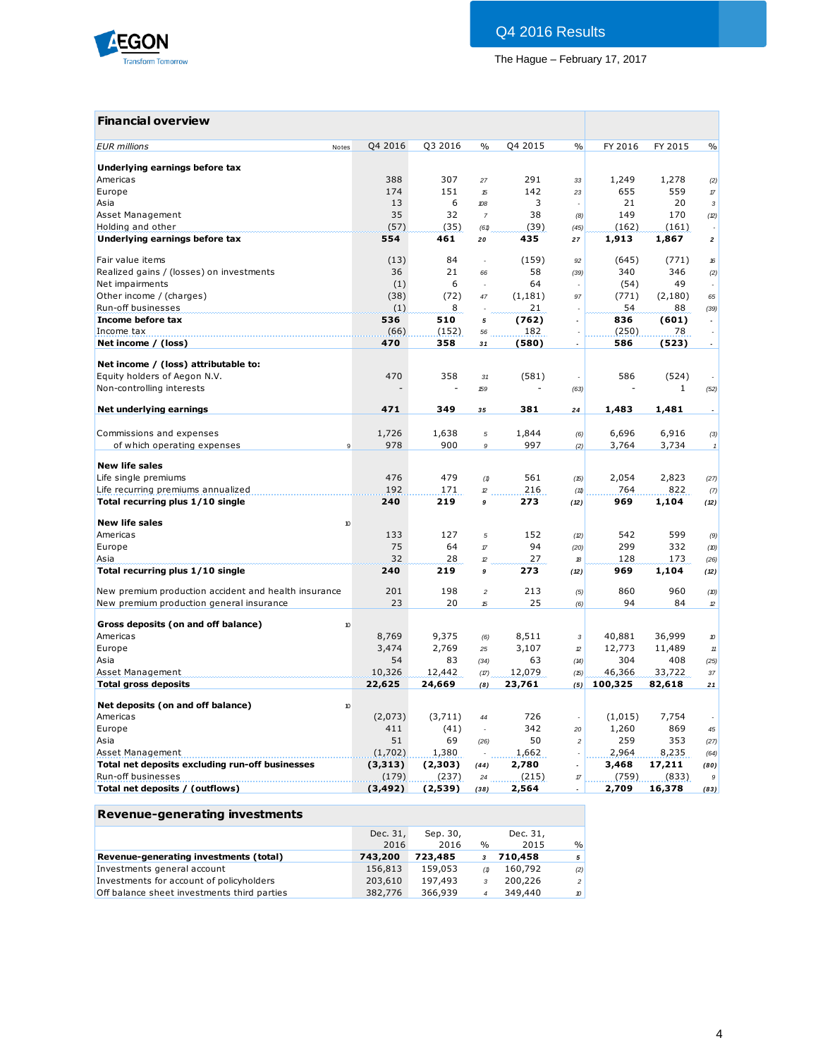Q4 2016 Results

The Hague – February 17, 2017

## Financial overview

| *EUR millions* | Notes | Q4 2016 | Q3 2016 | % | Q4 2015 | % | FY 2016 | FY 2015 | % |
|---|---|---|---|---|---|---|---|---|---|
| **Underlying earnings before tax** | | | | | | | | | |
| Americas | | 388 | 307 | 27 | 291 | 33 | 1,249 | 1,278 | (2) |
| Europe | | 174 | 151 | 15 | 142 | 23 | 655 | 559 | 17 |
| Asia | | 13 | 6 | 108 | 3 | - | 21 | 20 | 3 |
| Asset Management | | 35 | 32 | 7 | 38 | (8) | 149 | 170 | (12) |
| Holding and other | | (57) | (35) | (61) | (39) | (45) | (162) | (161) | - |
| **Underlying earnings before tax** | | **554** | **461** | **20** | **435** | **27** | **1,913** | **1,867** | **2** |
| | | | | | | | | | |
| Fair value items | | (13) | 84 | - | (159) | 92 | (645) | (771) | 16 |
| Realized gains / (losses) on investments | | 36 | 21 | 66 | 58 | (39) | 340 | 346 | (2) |
| Net impairments | | (1) | 6 | - | 64 | - | (54) | 49 | - |
| Other income / (charges) | | (38) | (72) | 47 | (1,181) | 97 | (771) | (2,180) | 65 |
| Run-off businesses | | (1) | 8 | - | 21 | - | 54 | 88 | (39) |
| **Income before tax** | | **536** | **510** | **5** | **(762)** | **-** | **836** | **(601)** | **-** |
| Income tax | | (66) | (152) | 56 | 182 | - | (250) | 78 | - |
| **Net income / (loss)** | | **470** | **358** | **31** | **(580)** | **-** | **586** | **(523)** | **-** |
| | | | | | | | | | |
| **Net income / (loss) attributable to:** | | | | | | | | | |
| Equity holders of Aegon N.V. | | 470 | 358 | 31 | (581) | - | 586 | (524) | - |
| Non-controlling interests | | - | - | 159 | - | (63) | - | 1 | (52) |
| | | | | | | | | | |
| **Net underlying earnings** | | **471** | **349** | **35** | **381** | **24** | **1,483** | **1,481** | **-** |
| | | | | | | | | | |
| Commissions and expenses | | 1,726 | 1,638 | 5 | 1,844 | (6) | 6,696 | 6,916 | (3) |
| of which operating expenses | 9 | 978 | 900 | 9 | 997 | (2) | 3,764 | 3,734 | 1 |
| | | | | | | | | | |
| **New life sales** | | | | | | | | | |
| Life single premiums | | 476 | 479 | (1) | 561 | (15) | 2,054 | 2,823 | (27) |
| Life recurring premiums annualized | | 192 | 171 | 12 | 216 | (11) | 764 | 822 | (7) |
| **Total recurring plus 1/10 single** | | **240** | **219** | **9** | **273** | **(12)** | **969** | **1,104** | **(12)** |
| | | | | | | | | | |
| **New life sales** | 10 | | | | | | | | |
| Americas | | 133 | 127 | 5 | 152 | (12) | 542 | 599 | (9) |
| Europe | | 75 | 64 | 17 | 94 | (20) | 299 | 332 | (10) |
| Asia | | 32 | 28 | 12 | 27 | 18 | 128 | 173 | (26) |
| **Total recurring plus 1/10 single** | | **240** | **219** | **9** | **273** | **(12)** | **969** | **1,104** | **(12)** |
| | | | | | | | | | |
| New premium production accident and health insurance | | 201 | 198 | 2 | 213 | (5) | 860 | 960 | (10) |
| New premium production general insurance | | 23 | 20 | 15 | 25 | (6) | 94 | 84 | 12 |
| | | | | | | | | | |
| **Gross deposits (on and off balance)** | 10 | | | | | | | | |
| Americas | | 8,769 | 9,375 | (6) | 8,511 | 3 | 40,881 | 36,999 | 10 |
| Europe | | 3,474 | 2,769 | 25 | 3,107 | 12 | 12,773 | 11,489 | 11 |
| Asia | | 54 | 83 | (34) | 63 | (14) | 304 | 408 | (25) |
| Asset Management | | 10,326 | 12,442 | (17) | 12,079 | (15) | 46,366 | 33,722 | 37 |
| **Total gross deposits** | | **22,625** | **24,669** | **(8)** | **23,761** | **(5)** | **100,325** | **82,618** | **21** |
| | | | | | | | | | |
| **Net deposits (on and off balance)** | 10 | | | | | | | | |
| Americas | | (2,073) | (3,711) | 44 | 726 | - | (1,015) | 7,754 | - |
| Europe | | 411 | (41) | - | 342 | 20 | 1,260 | 869 | 45 |
| Asia | | 51 | 69 | (26) | 50 | 2 | 259 | 353 | (27) |
| Asset Management | | (1,702) | 1,380 | - | 1,662 | - | 2,964 | 8,235 | (64) |
| **Total net deposits excluding run-off businesses** | | **(3,313)** | **(2,303)** | **(44)** | **2,780** | **-** | **3,468** | **17,211** | **(80)** |
| Run-off businesses | | (179) | (237) | 24 | (215) | 17 | (759) | (833) | 9 |
| **Total net deposits / (outflows)** | | **(3,492)** | **(2,539)** | **(38)** | **2,564** | **-** | **2,709** | **16,378** | **(83)** |

## Revenue-generating investments

| | Dec. 31, 2016 | Sep. 30, 2016 | % | Dec. 31, 2015 | % |
|---|---|---|---|---|---|
| **Revenue-generating investments (total)** | **743,200** | **723,485** | **3** | **710,458** | **5** |
| Investments general account | 156,813 | 159,053 | (1) | 160,792 | (2) |
| Investments for account of policyholders | 203,610 | 197,493 | 3 | 200,226 | 2 |
| Off balance sheet investments third parties | 382,776 | 366,939 | 4 | 349,440 | 10 |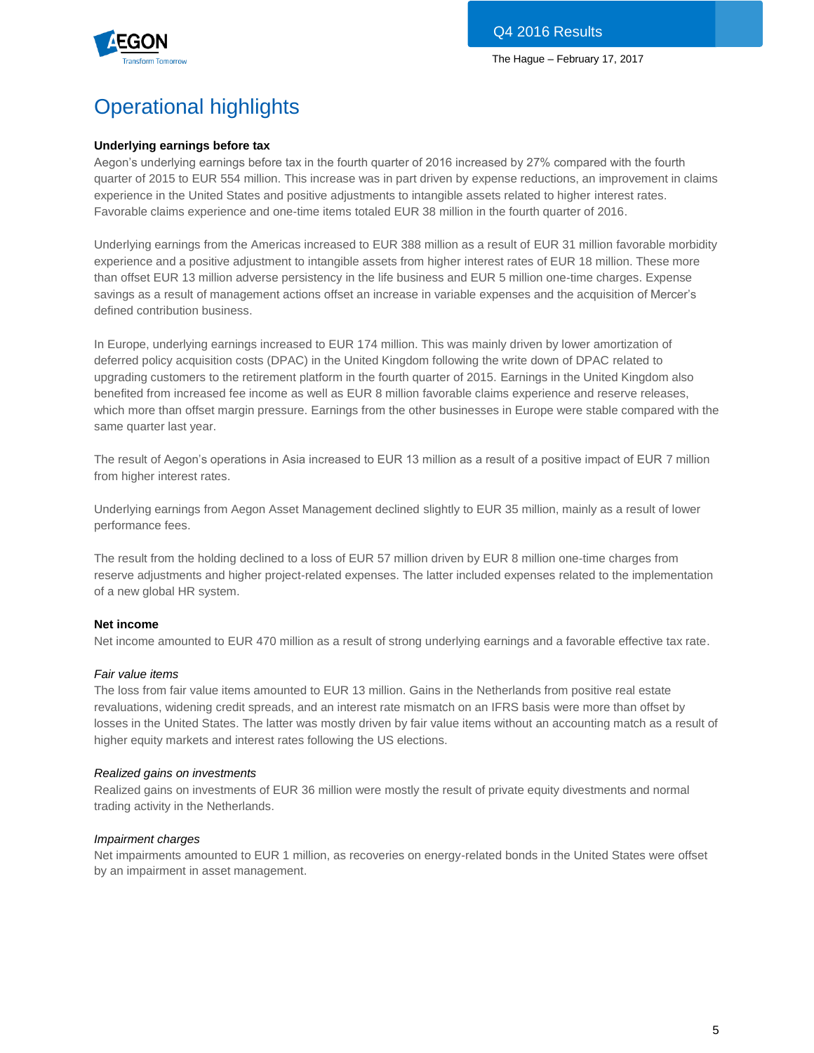# Operational highlights

**Underlying earnings before tax**

Aegon's underlying earnings before tax in the fourth quarter of 2016 increased by 27% compared with the fourth quarter of 2015 to EUR 554 million. This increase was in part driven by expense reductions, an improvement in claims experience in the United States and positive adjustments to intangible assets related to higher interest rates. Favorable claims experience and one-time items totaled EUR 38 million in the fourth quarter of 2016.

Underlying earnings from the Americas increased to EUR 388 million as a result of EUR 31 million favorable morbidity experience and a positive adjustment to intangible assets from higher interest rates of EUR 18 million. These more than offset EUR 13 million adverse persistency in the life business and EUR 5 million one-time charges. Expense savings as a result of management actions offset an increase in variable expenses and the acquisition of Mercer's defined contribution business.

In Europe, underlying earnings increased to EUR 174 million. This was mainly driven by lower amortization of deferred policy acquisition costs (DPAC) in the United Kingdom following the write down of DPAC related to upgrading customers to the retirement platform in the fourth quarter of 2015. Earnings in the United Kingdom also benefited from increased fee income as well as EUR 8 million favorable claims experience and reserve releases, which more than offset margin pressure. Earnings from the other businesses in Europe were stable compared with the same quarter last year.

The result of Aegon's operations in Asia increased to EUR 13 million as a result of a positive impact of EUR 7 million from higher interest rates.

Underlying earnings from Aegon Asset Management declined slightly to EUR 35 million, mainly as a result of lower performance fees.

The result from the holding declined to a loss of EUR 57 million driven by EUR 8 million one-time charges from reserve adjustments and higher project-related expenses. The latter included expenses related to the implementation of a new global HR system.

**Net income**

Net income amounted to EUR 470 million as a result of strong underlying earnings and a favorable effective tax rate.

*Fair value items*

The loss from fair value items amounted to EUR 13 million. Gains in the Netherlands from positive real estate revaluations, widening credit spreads, and an interest rate mismatch on an IFRS basis were more than offset by losses in the United States. The latter was mostly driven by fair value items without an accounting match as a result of higher equity markets and interest rates following the US elections.

*Realized gains on investments*

Realized gains on investments of EUR 36 million were mostly the result of private equity divestments and normal trading activity in the Netherlands.

*Impairment charges*

Net impairments amounted to EUR 1 million, as recoveries on energy-related bonds in the United States were offset by an impairment in asset management.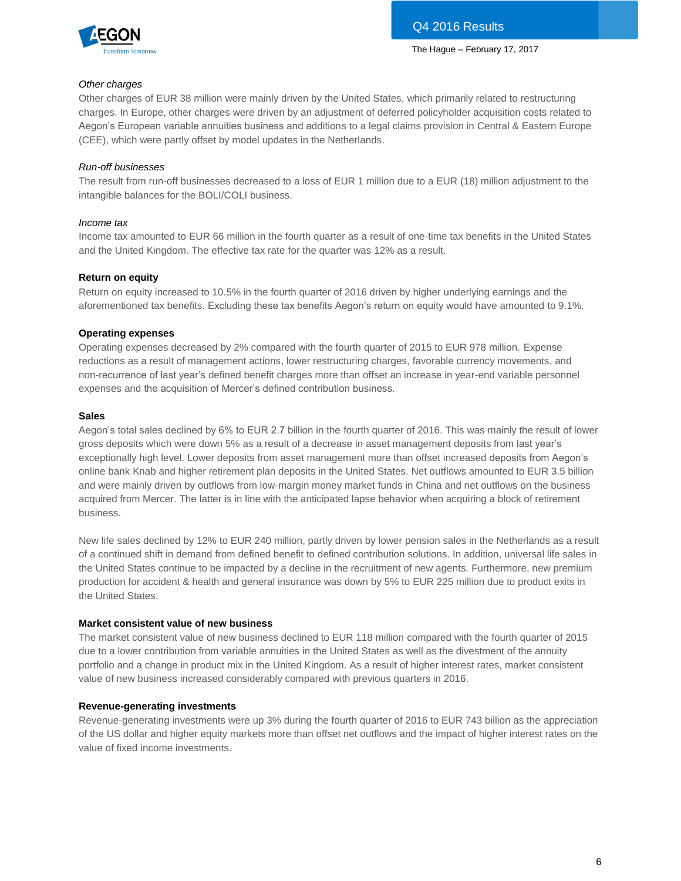*Other charges*

Other charges of EUR 38 million were mainly driven by the United States, which primarily related to restructuring charges. In Europe, other charges were driven by an adjustment of deferred policyholder acquisition costs related to Aegon's European variable annuities business and additions to a legal claims provision in Central & Eastern Europe (CEE), which were partly offset by model updates in the Netherlands.

*Run-off businesses*

The result from run-off businesses decreased to a loss of EUR 1 million due to a EUR (18) million adjustment to the intangible balances for the BOLI/COLI business.

*Income tax*

Income tax amounted to EUR 66 million in the fourth quarter as a result of one-time tax benefits in the United States and the United Kingdom. The effective tax rate for the quarter was 12% as a result.

**Return on equity**

Return on equity increased to 10.5% in the fourth quarter of 2016 driven by higher underlying earnings and the aforementioned tax benefits. Excluding these tax benefits Aegon's return on equity would have amounted to 9.1%.

**Operating expenses**

Operating expenses decreased by 2% compared with the fourth quarter of 2015 to EUR 978 million. Expense reductions as a result of management actions, lower restructuring charges, favorable currency movements, and non-recurrence of last year's defined benefit charges more than offset an increase in year-end variable personnel expenses and the acquisition of Mercer's defined contribution business.

**Sales**

Aegon's total sales declined by 6% to EUR 2.7 billion in the fourth quarter of 2016. This was mainly the result of lower gross deposits which were down 5% as a result of a decrease in asset management deposits from last year's exceptionally high level. Lower deposits from asset management more than offset increased deposits from Aegon's online bank Knab and higher retirement plan deposits in the United States. Net outflows amounted to EUR 3.5 billion and were mainly driven by outflows from low-margin money market funds in China and net outflows on the business acquired from Mercer. The latter is in line with the anticipated lapse behavior when acquiring a block of retirement business.

New life sales declined by 12% to EUR 240 million, partly driven by lower pension sales in the Netherlands as a result of a continued shift in demand from defined benefit to defined contribution solutions. In addition, universal life sales in the United States continue to be impacted by a decline in the recruitment of new agents. Furthermore, new premium production for accident & health and general insurance was down by 5% to EUR 225 million due to product exits in the United States.

**Market consistent value of new business**

The market consistent value of new business declined to EUR 118 million compared with the fourth quarter of 2015 due to a lower contribution from variable annuities in the United States as well as the divestment of the annuity portfolio and a change in product mix in the United Kingdom. As a result of higher interest rates, market consistent value of new business increased considerably compared with previous quarters in 2016.

**Revenue-generating investments**

Revenue-generating investments were up 3% during the fourth quarter of 2016 to EUR 743 billion as the appreciation of the US dollar and higher equity markets more than offset net outflows and the impact of higher interest rates on the value of fixed income investments.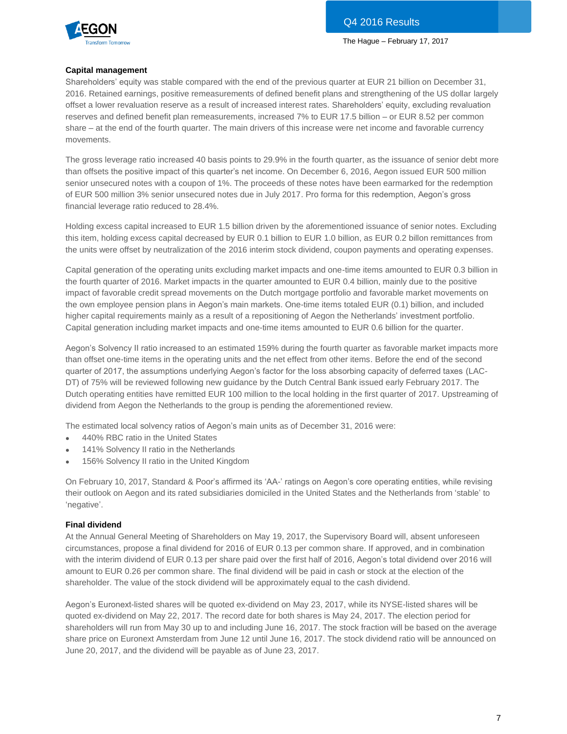### Capital management

Shareholders' equity was stable compared with the end of the previous quarter at EUR 21 billion on December 31, 2016. Retained earnings, positive remeasurements of defined benefit plans and strengthening of the US dollar largely offset a lower revaluation reserve as a result of increased interest rates. Shareholders' equity, excluding revaluation reserves and defined benefit plan remeasurements, increased 7% to EUR 17.5 billion – or EUR 8.52 per common share – at the end of the fourth quarter. The main drivers of this increase were net income and favorable currency movements.

The gross leverage ratio increased 40 basis points to 29.9% in the fourth quarter, as the issuance of senior debt more than offsets the positive impact of this quarter's net income. On December 6, 2016, Aegon issued EUR 500 million senior unsecured notes with a coupon of 1%. The proceeds of these notes have been earmarked for the redemption of EUR 500 million 3% senior unsecured notes due in July 2017. Pro forma for this redemption, Aegon's gross financial leverage ratio reduced to 28.4%.

Holding excess capital increased to EUR 1.5 billion driven by the aforementioned issuance of senior notes. Excluding this item, holding excess capital decreased by EUR 0.1 billion to EUR 1.0 billion, as EUR 0.2 billon remittances from the units were offset by neutralization of the 2016 interim stock dividend, coupon payments and operating expenses.

Capital generation of the operating units excluding market impacts and one-time items amounted to EUR 0.3 billion in the fourth quarter of 2016. Market impacts in the quarter amounted to EUR 0.4 billion, mainly due to the positive impact of favorable credit spread movements on the Dutch mortgage portfolio and favorable market movements on the own employee pension plans in Aegon's main markets. One-time items totaled EUR (0.1) billion, and included higher capital requirements mainly as a result of a repositioning of Aegon the Netherlands' investment portfolio. Capital generation including market impacts and one-time items amounted to EUR 0.6 billion for the quarter.

Aegon's Solvency II ratio increased to an estimated 159% during the fourth quarter as favorable market impacts more than offset one-time items in the operating units and the net effect from other items. Before the end of the second quarter of 2017, the assumptions underlying Aegon's factor for the loss absorbing capacity of deferred taxes (LAC-DT) of 75% will be reviewed following new guidance by the Dutch Central Bank issued early February 2017. The Dutch operating entities have remitted EUR 100 million to the local holding in the first quarter of 2017. Upstreaming of dividend from Aegon the Netherlands to the group is pending the aforementioned review.

The estimated local solvency ratios of Aegon's main units as of December 31, 2016 were:

- 440% RBC ratio in the United States
- 141% Solvency II ratio in the Netherlands
- 156% Solvency II ratio in the United Kingdom

On February 10, 2017, Standard & Poor's affirmed its 'AA-' ratings on Aegon's core operating entities, while revising their outlook on Aegon and its rated subsidiaries domiciled in the United States and the Netherlands from 'stable' to 'negative'.

### Final dividend

At the Annual General Meeting of Shareholders on May 19, 2017, the Supervisory Board will, absent unforeseen circumstances, propose a final dividend for 2016 of EUR 0.13 per common share. If approved, and in combination with the interim dividend of EUR 0.13 per share paid over the first half of 2016, Aegon's total dividend over 2016 will amount to EUR 0.26 per common share. The final dividend will be paid in cash or stock at the election of the shareholder. The value of the stock dividend will be approximately equal to the cash dividend.

Aegon's Euronext-listed shares will be quoted ex-dividend on May 23, 2017, while its NYSE-listed shares will be quoted ex-dividend on May 22, 2017. The record date for both shares is May 24, 2017. The election period for shareholders will run from May 30 up to and including June 16, 2017. The stock fraction will be based on the average share price on Euronext Amsterdam from June 12 until June 16, 2017. The stock dividend ratio will be announced on June 20, 2017, and the dividend will be payable as of June 23, 2017.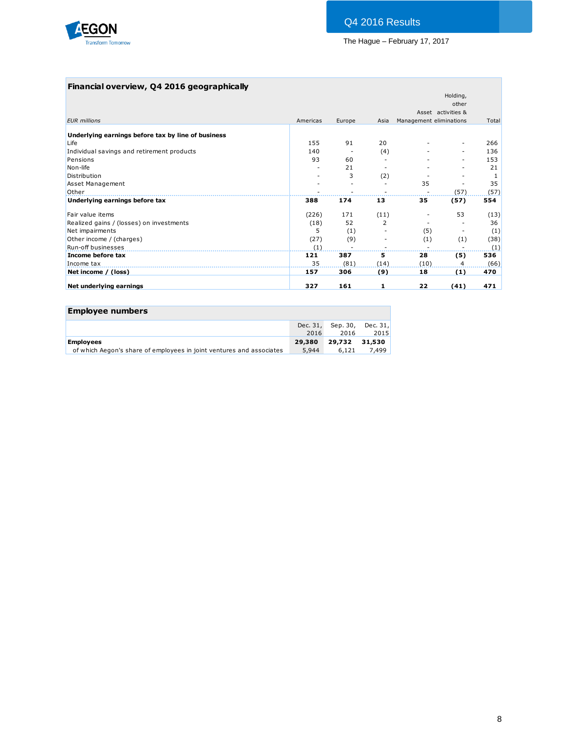## Financial overview, Q4 2016 geographically

| EUR millions | Americas | Europe | Asia | Asset Management | Holding, other activities & eliminations | Total |
|---|---|---|---|---|---|---|
| **Underlying earnings before tax by line of business** | | | | | | |
| Life | 155 | 91 | 20 | - | - | 266 |
| Individual savings and retirement products | 140 | - | (4) | - | - | 136 |
| Pensions | 93 | 60 | - | - | - | 153 |
| Non-life | - | 21 | - | - | - | 21 |
| Distribution | - | 3 | (2) | - | - | 1 |
| Asset Management | - | - | - | 35 | - | 35 |
| Other | - | - | - | - | (57) | (57) |
| **Underlying earnings before tax** | **388** | **174** | **13** | **35** | **(57)** | **554** |
| | | | | | | |
| Fair value items | (226) | 171 | (11) | - | 53 | (13) |
| Realized gains / (losses) on investments | (18) | 52 | 2 | - | - | 36 |
| Net impairments | 5 | (1) | - | (5) | - | (1) |
| Other income / (charges) | (27) | (9) | - | (1) | (1) | (38) |
| Run-off businesses | (1) | - | - | - | - | (1) |
| **Income before tax** | **121** | **387** | **5** | **28** | **(5)** | **536** |
| Income tax | 35 | (81) | (14) | (10) | 4 | (66) |
| **Net income / (loss)** | **157** | **306** | **(9)** | **18** | **(1)** | **470** |
| | | | | | | |
| **Net underlying earnings** | **327** | **161** | **1** | **22** | **(41)** | **471** |

## Employee numbers

| | Dec. 31, 2016 | Sep. 30, 2016 | Dec. 31, 2015 |
|---|---|---|---|
| **Employees** | **29,380** | **29,732** | **31,530** |
| of which Aegon's share of employees in joint ventures and associates | 5,944 | 6,121 | 7,499 |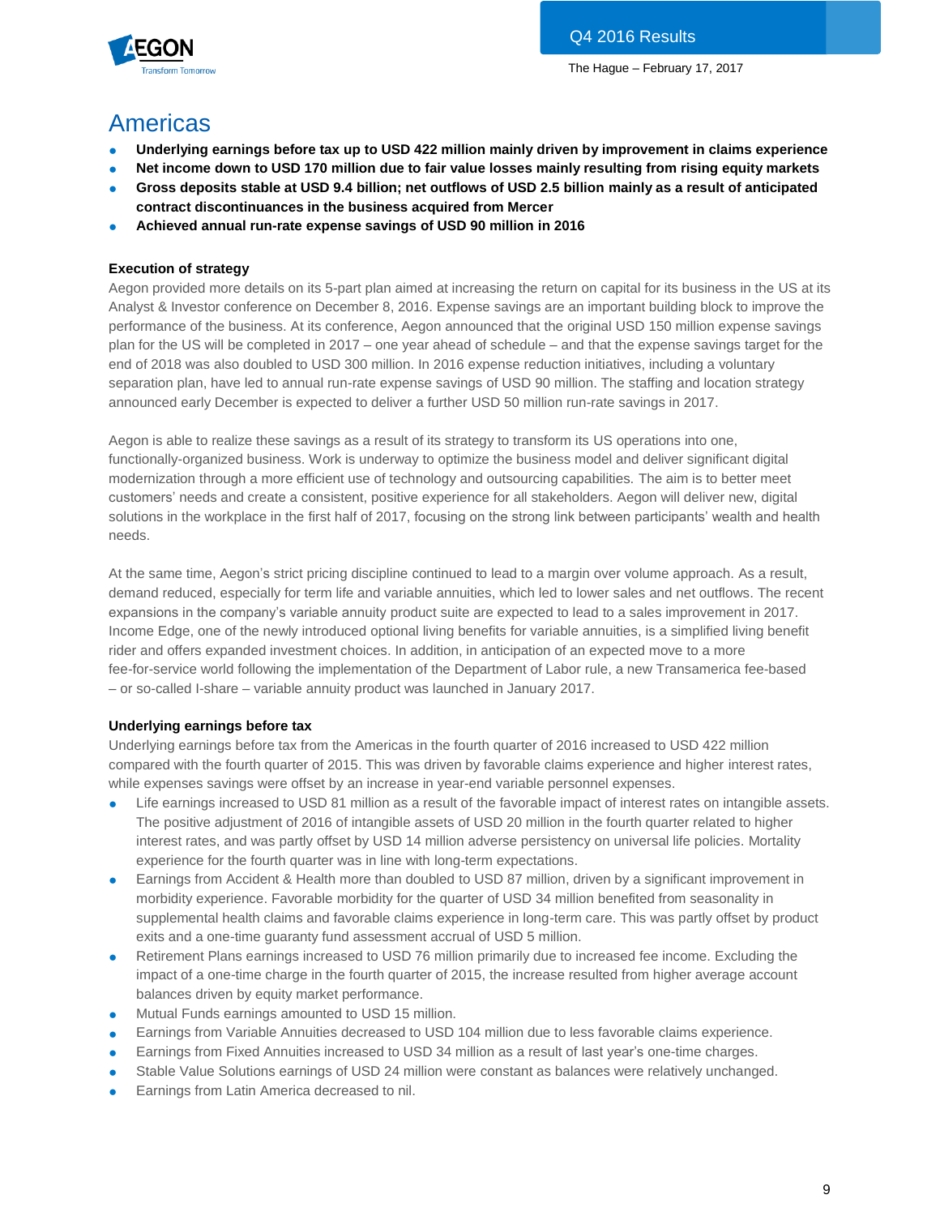# Americas

- **Underlying earnings before tax up to USD 422 million mainly driven by improvement in claims experience**
- **Net income down to USD 170 million due to fair value losses mainly resulting from rising equity markets**
- **Gross deposits stable at USD 9.4 billion; net outflows of USD 2.5 billion mainly as a result of anticipated contract discontinuances in the business acquired from Mercer**
- **Achieved annual run-rate expense savings of USD 90 million in 2016**

### Execution of strategy

Aegon provided more details on its 5-part plan aimed at increasing the return on capital for its business in the US at its Analyst & Investor conference on December 8, 2016. Expense savings are an important building block to improve the performance of the business. At its conference, Aegon announced that the original USD 150 million expense savings plan for the US will be completed in 2017 – one year ahead of schedule – and that the expense savings target for the end of 2018 was also doubled to USD 300 million. In 2016 expense reduction initiatives, including a voluntary separation plan, have led to annual run-rate expense savings of USD 90 million. The staffing and location strategy announced early December is expected to deliver a further USD 50 million run-rate savings in 2017.

Aegon is able to realize these savings as a result of its strategy to transform its US operations into one, functionally-organized business. Work is underway to optimize the business model and deliver significant digital modernization through a more efficient use of technology and outsourcing capabilities. The aim is to better meet customers' needs and create a consistent, positive experience for all stakeholders. Aegon will deliver new, digital solutions in the workplace in the first half of 2017, focusing on the strong link between participants' wealth and health needs.

At the same time, Aegon's strict pricing discipline continued to lead to a margin over volume approach. As a result, demand reduced, especially for term life and variable annuities, which led to lower sales and net outflows. The recent expansions in the company's variable annuity product suite are expected to lead to a sales improvement in 2017. Income Edge, one of the newly introduced optional living benefits for variable annuities, is a simplified living benefit rider and offers expanded investment choices. In addition, in anticipation of an expected move to a more fee-for-service world following the implementation of the Department of Labor rule, a new Transamerica fee-based – or so-called I-share – variable annuity product was launched in January 2017.

### Underlying earnings before tax

Underlying earnings before tax from the Americas in the fourth quarter of 2016 increased to USD 422 million compared with the fourth quarter of 2015. This was driven by favorable claims experience and higher interest rates, while expenses savings were offset by an increase in year-end variable personnel expenses.

- Life earnings increased to USD 81 million as a result of the favorable impact of interest rates on intangible assets. The positive adjustment of 2016 of intangible assets of USD 20 million in the fourth quarter related to higher interest rates, and was partly offset by USD 14 million adverse persistency on universal life policies. Mortality experience for the fourth quarter was in line with long-term expectations.
- Earnings from Accident & Health more than doubled to USD 87 million, driven by a significant improvement in morbidity experience. Favorable morbidity for the quarter of USD 34 million benefited from seasonality in supplemental health claims and favorable claims experience in long-term care. This was partly offset by product exits and a one-time guaranty fund assessment accrual of USD 5 million.
- Retirement Plans earnings increased to USD 76 million primarily due to increased fee income. Excluding the impact of a one-time charge in the fourth quarter of 2015, the increase resulted from higher average account balances driven by equity market performance.
- Mutual Funds earnings amounted to USD 15 million.
- Earnings from Variable Annuities decreased to USD 104 million due to less favorable claims experience.
- Earnings from Fixed Annuities increased to USD 34 million as a result of last year's one-time charges.
- Stable Value Solutions earnings of USD 24 million were constant as balances were relatively unchanged.
- Earnings from Latin America decreased to nil.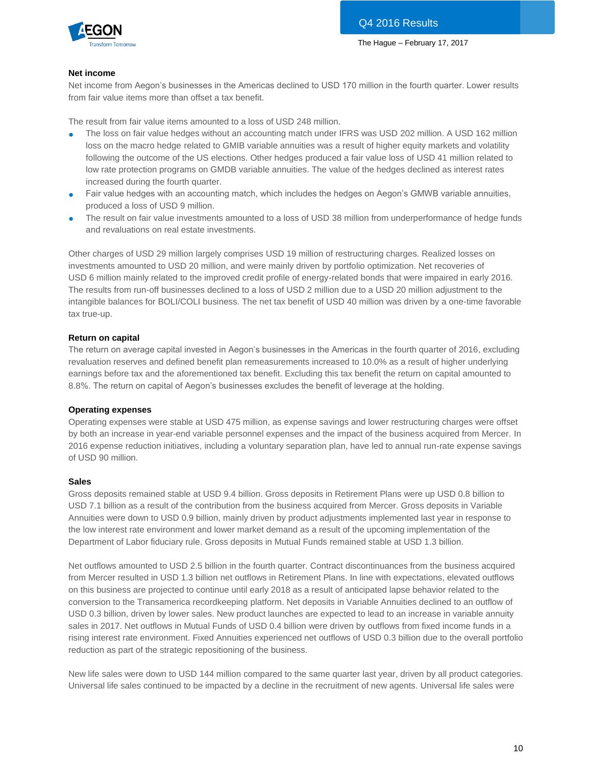**Net income**

Net income from Aegon's businesses in the Americas declined to USD 170 million in the fourth quarter. Lower results from fair value items more than offset a tax benefit.

The result from fair value items amounted to a loss of USD 248 million.

- The loss on fair value hedges without an accounting match under IFRS was USD 202 million. A USD 162 million loss on the macro hedge related to GMIB variable annuities was a result of higher equity markets and volatility following the outcome of the US elections. Other hedges produced a fair value loss of USD 41 million related to low rate protection programs on GMDB variable annuities. The value of the hedges declined as interest rates increased during the fourth quarter.
- Fair value hedges with an accounting match, which includes the hedges on Aegon's GMWB variable annuities, produced a loss of USD 9 million.
- The result on fair value investments amounted to a loss of USD 38 million from underperformance of hedge funds and revaluations on real estate investments.

Other charges of USD 29 million largely comprises USD 19 million of restructuring charges. Realized losses on investments amounted to USD 20 million, and were mainly driven by portfolio optimization. Net recoveries of USD 6 million mainly related to the improved credit profile of energy-related bonds that were impaired in early 2016. The results from run-off businesses declined to a loss of USD 2 million due to a USD 20 million adjustment to the intangible balances for BOLI/COLI business. The net tax benefit of USD 40 million was driven by a one-time favorable tax true-up.

**Return on capital**

The return on average capital invested in Aegon's businesses in the Americas in the fourth quarter of 2016, excluding revaluation reserves and defined benefit plan remeasurements increased to 10.0% as a result of higher underlying earnings before tax and the aforementioned tax benefit. Excluding this tax benefit the return on capital amounted to 8.8%. The return on capital of Aegon's businesses excludes the benefit of leverage at the holding.

**Operating expenses**

Operating expenses were stable at USD 475 million, as expense savings and lower restructuring charges were offset by both an increase in year-end variable personnel expenses and the impact of the business acquired from Mercer. In 2016 expense reduction initiatives, including a voluntary separation plan, have led to annual run-rate expense savings of USD 90 million.

**Sales**

Gross deposits remained stable at USD 9.4 billion. Gross deposits in Retirement Plans were up USD 0.8 billion to USD 7.1 billion as a result of the contribution from the business acquired from Mercer. Gross deposits in Variable Annuities were down to USD 0.9 billion, mainly driven by product adjustments implemented last year in response to the low interest rate environment and lower market demand as a result of the upcoming implementation of the Department of Labor fiduciary rule. Gross deposits in Mutual Funds remained stable at USD 1.3 billion.

Net outflows amounted to USD 2.5 billion in the fourth quarter. Contract discontinuances from the business acquired from Mercer resulted in USD 1.3 billion net outflows in Retirement Plans. In line with expectations, elevated outflows on this business are projected to continue until early 2018 as a result of anticipated lapse behavior related to the conversion to the Transamerica recordkeeping platform. Net deposits in Variable Annuities declined to an outflow of USD 0.3 billion, driven by lower sales. New product launches are expected to lead to an increase in variable annuity sales in 2017. Net outflows in Mutual Funds of USD 0.4 billion were driven by outflows from fixed income funds in a rising interest rate environment. Fixed Annuities experienced net outflows of USD 0.3 billion due to the overall portfolio reduction as part of the strategic repositioning of the business.

New life sales were down to USD 144 million compared to the same quarter last year, driven by all product categories. Universal life sales continued to be impacted by a decline in the recruitment of new agents. Universal life sales were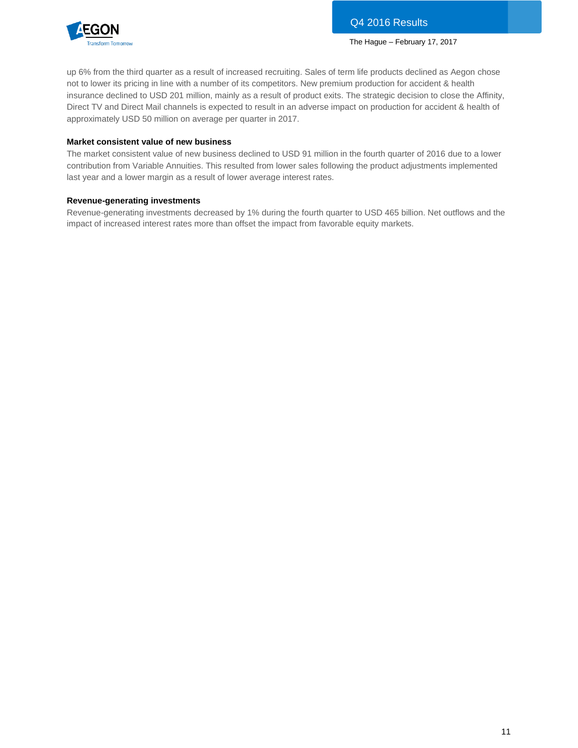up 6% from the third quarter as a result of increased recruiting. Sales of term life products declined as Aegon chose not to lower its pricing in line with a number of its competitors. New premium production for accident & health insurance declined to USD 201 million, mainly as a result of product exits. The strategic decision to close the Affinity, Direct TV and Direct Mail channels is expected to result in an adverse impact on production for accident & health of approximately USD 50 million on average per quarter in 2017.

**Market consistent value of new business**

The market consistent value of new business declined to USD 91 million in the fourth quarter of 2016 due to a lower contribution from Variable Annuities. This resulted from lower sales following the product adjustments implemented last year and a lower margin as a result of lower average interest rates.

**Revenue-generating investments**

Revenue-generating investments decreased by 1% during the fourth quarter to USD 465 billion. Net outflows and the impact of increased interest rates more than offset the impact from favorable equity markets.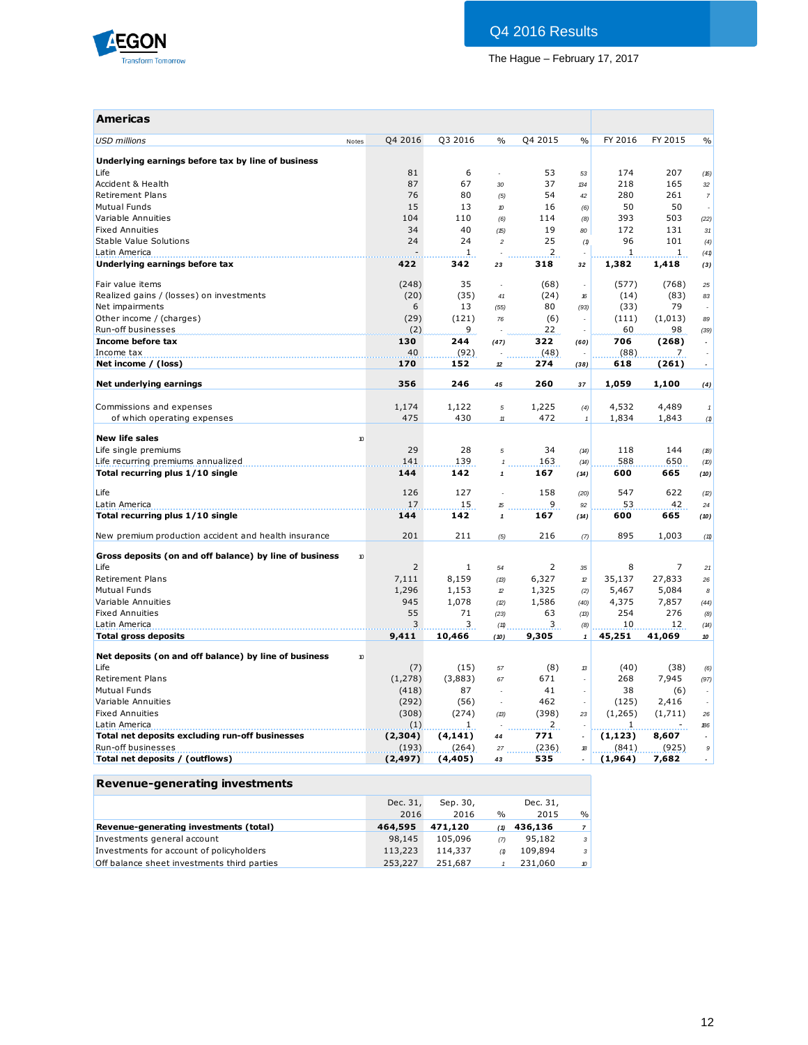## Americas

| USD millions | Notes | Q4 2016 | Q3 2016 | % | Q4 2015 | % | FY 2016 | FY 2015 | % |
|---|---|---|---|---|---|---|---|---|---|
| **Underlying earnings before tax by line of business** | | | | | | | | | |
| Life | | 81 | 6 | - | 53 | 53 | 174 | 207 | (16) |
| Accident & Health | | 87 | 67 | 30 | 37 | 134 | 218 | 165 | 32 |
| Retirement Plans | | 76 | 80 | (5) | 54 | 42 | 280 | 261 | 7 |
| Mutual Funds | | 15 | 13 | 10 | 16 | (6) | 50 | 50 | - |
| Variable Annuities | | 104 | 110 | (6) | 114 | (8) | 393 | 503 | (22) |
| Fixed Annuities | | 34 | 40 | (15) | 19 | 80 | 172 | 131 | 31 |
| Stable Value Solutions | | 24 | 24 | 2 | 25 | (1) | 96 | 101 | (4) |
| Latin America | | - | 1 | - | 2 | - | 1 | 1 | (41) |
| **Underlying earnings before tax** | | **422** | **342** | **23** | **318** | **32** | **1,382** | **1,418** | **(3)** |
| | | | | | | | | | |
| Fair value items | | (248) | 35 | - | (68) | - | (577) | (768) | 25 |
| Realized gains / (losses) on investments | | (20) | (35) | 41 | (24) | 16 | (14) | (83) | 83 |
| Net impairments | | 6 | 13 | (55) | 80 | (93) | (33) | 79 | - |
| Other income / (charges) | | (29) | (121) | 76 | (6) | - | (111) | (1,013) | 89 |
| Run-off businesses | | (2) | 9 | - | 22 | - | 60 | 98 | (39) |
| **Income before tax** | | **130** | **244** | **(47)** | **322** | **(60)** | **706** | **(268)** | **-** |
| Income tax | | 40 | (92) | - | (48) | - | (88) | 7 | - |
| **Net income / (loss)** | | **170** | **152** | **12** | **274** | **(38)** | **618** | **(261)** | **-** |
| | | | | | | | | | |
| **Net underlying earnings** | | **356** | **246** | **45** | **260** | **37** | **1,059** | **1,100** | **(4)** |
| | | | | | | | | | |
| Commissions and expenses | | 1,174 | 1,122 | 5 | 1,225 | (4) | 4,532 | 4,489 | 1 |
| of which operating expenses | | 475 | 430 | 11 | 472 | 1 | 1,834 | 1,843 | (1) |
| | | | | | | | | | |
| **New life sales** | 10 | | | | | | | | |
| Life single premiums | | 29 | 28 | 5 | 34 | (14) | 118 | 144 | (18) |
| Life recurring premiums annualized | | 141 | 139 | 1 | 163 | (14) | 588 | 650 | (10) |
| **Total recurring plus 1/10 single** | | **144** | **142** | **1** | **167** | **(14)** | **600** | **665** | **(10)** |
| | | | | | | | | | |
| Life | | 126 | 127 | - | 158 | (20) | 547 | 622 | (12) |
| Latin America | | 17 | 15 | 15 | 9 | 92 | 53 | 42 | 24 |
| **Total recurring plus 1/10 single** | | **144** | **142** | **1** | **167** | **(14)** | **600** | **665** | **(10)** |
| | | | | | | | | | |
| New premium production accident and health insurance | | 201 | 211 | (5) | 216 | (7) | 895 | 1,003 | (11) |
| | | | | | | | | | |
| **Gross deposits (on and off balance) by line of business** | 10 | | | | | | | | |
| Life | | 2 | 1 | 54 | 2 | 35 | 8 | 7 | 21 |
| Retirement Plans | | 7,111 | 8,159 | (13) | 6,327 | 12 | 35,137 | 27,833 | 26 |
| Mutual Funds | | 1,296 | 1,153 | 12 | 1,325 | (2) | 5,467 | 5,084 | 8 |
| Variable Annuities | | 945 | 1,078 | (12) | 1,586 | (40) | 4,375 | 7,857 | (44) |
| Fixed Annuities | | 55 | 71 | (23) | 63 | (13) | 254 | 276 | (8) |
| Latin America | | 3 | 3 | (11) | 3 | (8) | 10 | 12 | (14) |
| **Total gross deposits** | | **9,411** | **10,466** | **(10)** | **9,305** | **1** | **45,251** | **41,069** | **10** |
| | | | | | | | | | |
| **Net deposits (on and off balance) by line of business** | 10 | | | | | | | | |
| Life | | (7) | (15) | 57 | (8) | 13 | (40) | (38) | (6) |
| Retirement Plans | | (1,278) | (3,883) | 67 | 671 | - | 268 | 7,945 | (97) |
| Mutual Funds | | (418) | 87 | - | 41 | - | 38 | (6) | - |
| Variable Annuities | | (292) | (56) | - | 462 | - | (125) | 2,416 | - |
| Fixed Annuities | | (308) | (274) | (13) | (398) | 23 | (1,265) | (1,711) | 26 |
| Latin America | | (1) | 1 | - | 2 | - | 1 | - | 186 |
| **Total net deposits excluding run-off businesses** | | **(2,304)** | **(4,141)** | **44** | **771** | **-** | **(1,123)** | **8,607** | **-** |
| Run-off businesses | | (193) | (264) | 27 | (236) | 18 | (841) | (925) | 9 |
| **Total net deposits / (outflows)** | | **(2,497)** | **(4,405)** | **43** | **535** | **-** | **(1,964)** | **7,682** | **-** |

## Revenue-generating investments

| | Dec. 31, 2016 | Sep. 30, 2016 | % | Dec. 31, 2015 | % |
|---|---|---|---|---|---|
| **Revenue-generating investments (total)** | **464,595** | **471,120** | (1) | **436,136** | 7 |
| Investments general account | 98,145 | 105,096 | (7) | 95,182 | 3 |
| Investments for account of policyholders | 113,223 | 114,337 | (1) | 109,894 | 3 |
| Off balance sheet investments third parties | 253,227 | 251,687 | 1 | 231,060 | 10 |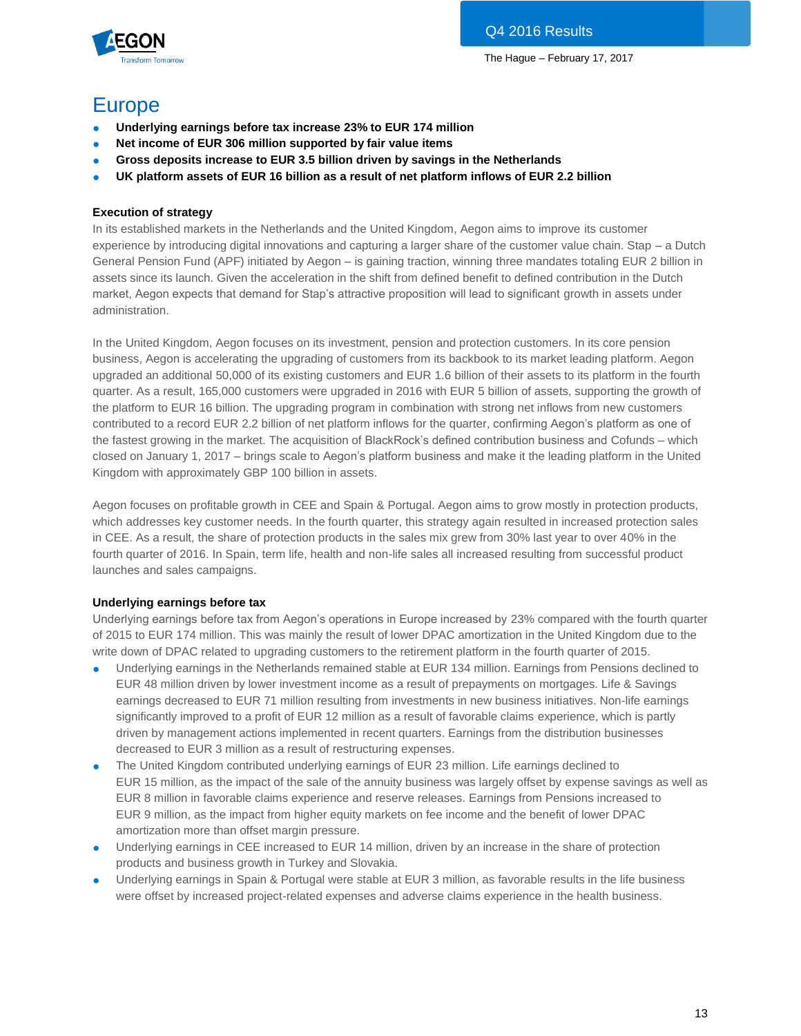# Europe

- **Underlying earnings before tax increase 23% to EUR 174 million**
- **Net income of EUR 306 million supported by fair value items**
- **Gross deposits increase to EUR 3.5 billion driven by savings in the Netherlands**
- **UK platform assets of EUR 16 billion as a result of net platform inflows of EUR 2.2 billion**

**Execution of strategy**

In its established markets in the Netherlands and the United Kingdom, Aegon aims to improve its customer experience by introducing digital innovations and capturing a larger share of the customer value chain. Stap – a Dutch General Pension Fund (APF) initiated by Aegon – is gaining traction, winning three mandates totaling EUR 2 billion in assets since its launch. Given the acceleration in the shift from defined benefit to defined contribution in the Dutch market, Aegon expects that demand for Stap's attractive proposition will lead to significant growth in assets under administration.

In the United Kingdom, Aegon focuses on its investment, pension and protection customers. In its core pension business, Aegon is accelerating the upgrading of customers from its backbook to its market leading platform. Aegon upgraded an additional 50,000 of its existing customers and EUR 1.6 billion of their assets to its platform in the fourth quarter. As a result, 165,000 customers were upgraded in 2016 with EUR 5 billion of assets, supporting the growth of the platform to EUR 16 billion. The upgrading program in combination with strong net inflows from new customers contributed to a record EUR 2.2 billion of net platform inflows for the quarter, confirming Aegon's platform as one of the fastest growing in the market. The acquisition of BlackRock's defined contribution business and Cofunds – which closed on January 1, 2017 – brings scale to Aegon's platform business and make it the leading platform in the United Kingdom with approximately GBP 100 billion in assets.

Aegon focuses on profitable growth in CEE and Spain & Portugal. Aegon aims to grow mostly in protection products, which addresses key customer needs. In the fourth quarter, this strategy again resulted in increased protection sales in CEE. As a result, the share of protection products in the sales mix grew from 30% last year to over 40% in the fourth quarter of 2016. In Spain, term life, health and non-life sales all increased resulting from successful product launches and sales campaigns.

**Underlying earnings before tax**

Underlying earnings before tax from Aegon's operations in Europe increased by 23% compared with the fourth quarter of 2015 to EUR 174 million. This was mainly the result of lower DPAC amortization in the United Kingdom due to the write down of DPAC related to upgrading customers to the retirement platform in the fourth quarter of 2015.

- Underlying earnings in the Netherlands remained stable at EUR 134 million. Earnings from Pensions declined to EUR 48 million driven by lower investment income as a result of prepayments on mortgages. Life & Savings earnings decreased to EUR 71 million resulting from investments in new business initiatives. Non-life earnings significantly improved to a profit of EUR 12 million as a result of favorable claims experience, which is partly driven by management actions implemented in recent quarters. Earnings from the distribution businesses decreased to EUR 3 million as a result of restructuring expenses.
- The United Kingdom contributed underlying earnings of EUR 23 million. Life earnings declined to EUR 15 million, as the impact of the sale of the annuity business was largely offset by expense savings as well as EUR 8 million in favorable claims experience and reserve releases. Earnings from Pensions increased to EUR 9 million, as the impact from higher equity markets on fee income and the benefit of lower DPAC amortization more than offset margin pressure.
- Underlying earnings in CEE increased to EUR 14 million, driven by an increase in the share of protection products and business growth in Turkey and Slovakia.
- Underlying earnings in Spain & Portugal were stable at EUR 3 million, as favorable results in the life business were offset by increased project-related expenses and adverse claims experience in the health business.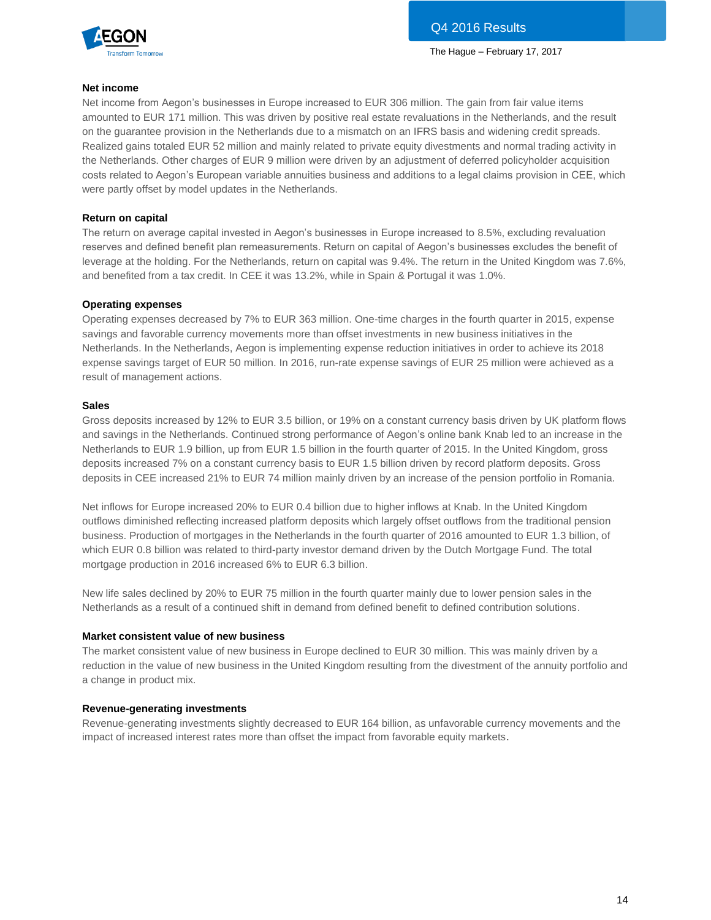### Net income

Net income from Aegon's businesses in Europe increased to EUR 306 million. The gain from fair value items amounted to EUR 171 million. This was driven by positive real estate revaluations in the Netherlands, and the result on the guarantee provision in the Netherlands due to a mismatch on an IFRS basis and widening credit spreads. Realized gains totaled EUR 52 million and mainly related to private equity divestments and normal trading activity in the Netherlands. Other charges of EUR 9 million were driven by an adjustment of deferred policyholder acquisition costs related to Aegon's European variable annuities business and additions to a legal claims provision in CEE, which were partly offset by model updates in the Netherlands.

### Return on capital

The return on average capital invested in Aegon's businesses in Europe increased to 8.5%, excluding revaluation reserves and defined benefit plan remeasurements. Return on capital of Aegon's businesses excludes the benefit of leverage at the holding. For the Netherlands, return on capital was 9.4%. The return in the United Kingdom was 7.6%, and benefited from a tax credit. In CEE it was 13.2%, while in Spain & Portugal it was 1.0%.

### Operating expenses

Operating expenses decreased by 7% to EUR 363 million. One-time charges in the fourth quarter in 2015, expense savings and favorable currency movements more than offset investments in new business initiatives in the Netherlands. In the Netherlands, Aegon is implementing expense reduction initiatives in order to achieve its 2018 expense savings target of EUR 50 million. In 2016, run-rate expense savings of EUR 25 million were achieved as a result of management actions.

### Sales

Gross deposits increased by 12% to EUR 3.5 billion, or 19% on a constant currency basis driven by UK platform flows and savings in the Netherlands. Continued strong performance of Aegon's online bank Knab led to an increase in the Netherlands to EUR 1.9 billion, up from EUR 1.5 billion in the fourth quarter of 2015. In the United Kingdom, gross deposits increased 7% on a constant currency basis to EUR 1.5 billion driven by record platform deposits. Gross deposits in CEE increased 21% to EUR 74 million mainly driven by an increase of the pension portfolio in Romania.

Net inflows for Europe increased 20% to EUR 0.4 billion due to higher inflows at Knab. In the United Kingdom outflows diminished reflecting increased platform deposits which largely offset outflows from the traditional pension business. Production of mortgages in the Netherlands in the fourth quarter of 2016 amounted to EUR 1.3 billion, of which EUR 0.8 billion was related to third-party investor demand driven by the Dutch Mortgage Fund. The total mortgage production in 2016 increased 6% to EUR 6.3 billion.

New life sales declined by 20% to EUR 75 million in the fourth quarter mainly due to lower pension sales in the Netherlands as a result of a continued shift in demand from defined benefit to defined contribution solutions.

### Market consistent value of new business

The market consistent value of new business in Europe declined to EUR 30 million. This was mainly driven by a reduction in the value of new business in the United Kingdom resulting from the divestment of the annuity portfolio and a change in product mix.

### Revenue-generating investments

Revenue-generating investments slightly decreased to EUR 164 billion, as unfavorable currency movements and the impact of increased interest rates more than offset the impact from favorable equity markets.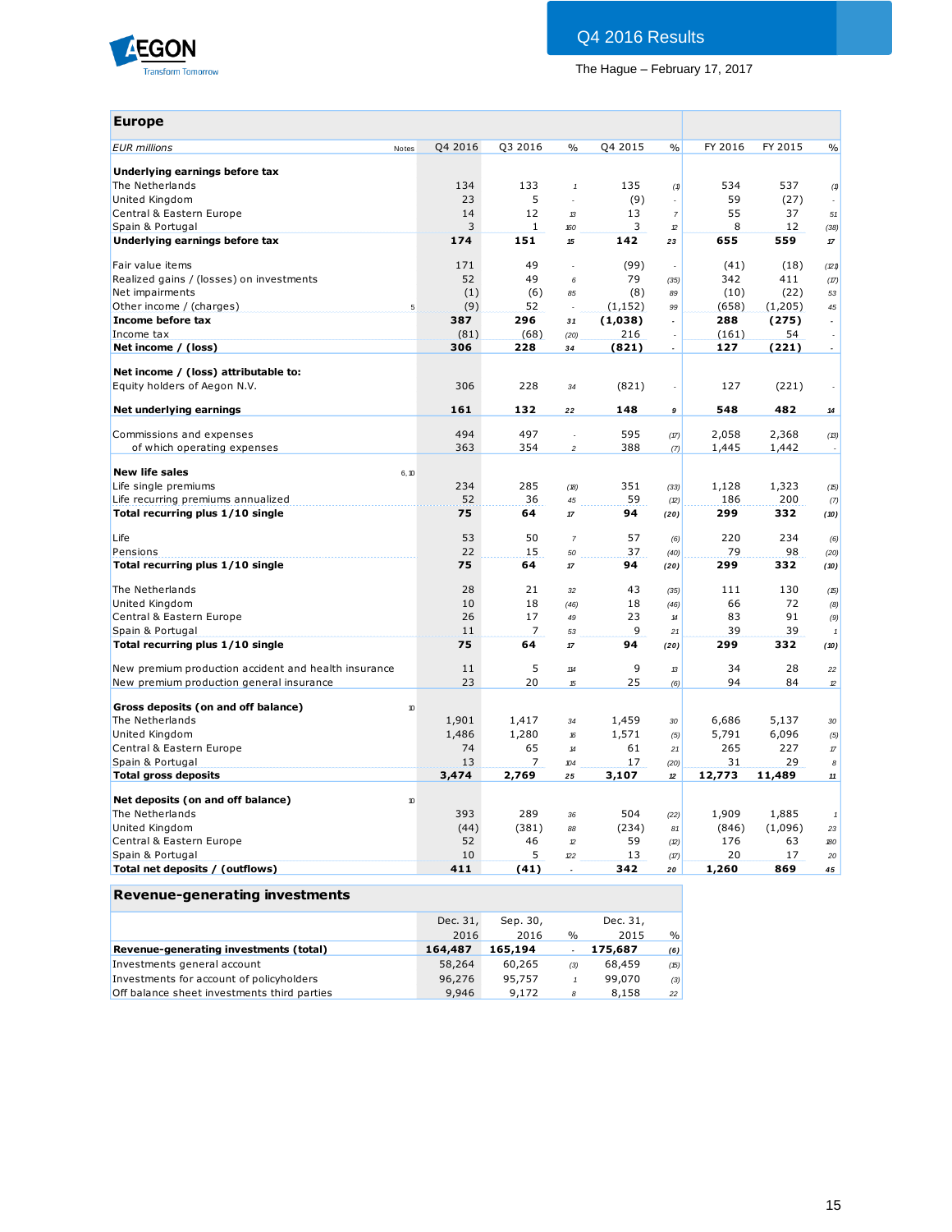## Europe

| EUR millions | Notes | Q4 2016 | Q3 2016 | % | Q4 2015 | % | FY 2016 | FY 2015 | % |
|---|---|---|---|---|---|---|---|---|---|
| **Underlying earnings before tax** | | | | | | | | | |
| The Netherlands | | 134 | 133 | 1 | 135 | (1) | 534 | 537 | (1) |
| United Kingdom | | 23 | 5 | - | (9) | - | 59 | (27) | - |
| Central & Eastern Europe | | 14 | 12 | 13 | 13 | 7 | 55 | 37 | 51 |
| Spain & Portugal | | 3 | 1 | 160 | 3 | 12 | 8 | 12 | (38) |
| **Underlying earnings before tax** | | **174** | **151** | **15** | **142** | **23** | **655** | **559** | **17** |
| | | | | | | | | | |
| Fair value items | | 171 | 49 | - | (99) | - | (41) | (18) | (121) |
| Realized gains / (losses) on investments | | 52 | 49 | 6 | 79 | (35) | 342 | 411 | (17) |
| Net impairments | | (1) | (6) | 85 | (8) | 89 | (10) | (22) | 53 |
| Other income / (charges) | 5 | (9) | 52 | - | (1,152) | 99 | (658) | (1,205) | 45 |
| **Income before tax** | | **387** | **296** | **31** | **(1,038)** | - | **288** | **(275)** | - |
| Income tax | | (81) | (68) | (20) | 216 | - | (161) | 54 | - |
| **Net income / (loss)** | | **306** | **228** | **34** | **(821)** | - | **127** | **(221)** | - |
| | | | | | | | | | |
| **Net income / (loss) attributable to:** | | | | | | | | | |
| Equity holders of Aegon N.V. | | 306 | 228 | 34 | (821) | - | 127 | (221) | - |
| | | | | | | | | | |
| **Net underlying earnings** | | **161** | **132** | **22** | **148** | **9** | **548** | **482** | **14** |
| | | | | | | | | | |
| Commissions and expenses | | 494 | 497 | - | 595 | (17) | 2,058 | 2,368 | (13) |
| of which operating expenses | | 363 | 354 | 2 | 388 | (7) | 1,445 | 1,442 | - |
| | | | | | | | | | |
| **New life sales** | 6, 10 | | | | | | | | |
| Life single premiums | | 234 | 285 | (18) | 351 | (33) | 1,128 | 1,323 | (15) |
| Life recurring premiums annualized | | 52 | 36 | 45 | 59 | (12) | 186 | 200 | (7) |
| **Total recurring plus 1/10 single** | | **75** | **64** | **17** | **94** | **(20)** | **299** | **332** | **(10)** |
| | | | | | | | | | |
| Life | | 53 | 50 | 7 | 57 | (6) | 220 | 234 | (6) |
| Pensions | | 22 | 15 | 50 | 37 | (40) | 79 | 98 | (20) |
| **Total recurring plus 1/10 single** | | **75** | **64** | **17** | **94** | **(20)** | **299** | **332** | **(10)** |
| | | | | | | | | | |
| The Netherlands | | 28 | 21 | 32 | 43 | (35) | 111 | 130 | (15) |
| United Kingdom | | 10 | 18 | (46) | 18 | (46) | 66 | 72 | (8) |
| Central & Eastern Europe | | 26 | 17 | 49 | 23 | 14 | 83 | 91 | (9) |
| Spain & Portugal | | 11 | 7 | 53 | 9 | 21 | 39 | 39 | 1 |
| **Total recurring plus 1/10 single** | | **75** | **64** | **17** | **94** | **(20)** | **299** | **332** | **(10)** |
| | | | | | | | | | |
| New premium production accident and health insurance | | 11 | 5 | 114 | 9 | 13 | 34 | 28 | 22 |
| New premium production general insurance | | 23 | 20 | 15 | 25 | (6) | 94 | 84 | 12 |
| | | | | | | | | | |
| **Gross deposits (on and off balance)** | 10 | | | | | | | | |
| The Netherlands | | 1,901 | 1,417 | 34 | 1,459 | 30 | 6,686 | 5,137 | 30 |
| United Kingdom | | 1,486 | 1,280 | 16 | 1,571 | (5) | 5,791 | 6,096 | (5) |
| Central & Eastern Europe | | 74 | 65 | 14 | 61 | 21 | 265 | 227 | 17 |
| Spain & Portugal | | 13 | 7 | 104 | 17 | (20) | 31 | 29 | 8 |
| **Total gross deposits** | | **3,474** | **2,769** | **25** | **3,107** | **12** | **12,773** | **11,489** | **11** |
| | | | | | | | | | |
| **Net deposits (on and off balance)** | 10 | | | | | | | | |
| The Netherlands | | 393 | 289 | 36 | 504 | (22) | 1,909 | 1,885 | 1 |
| United Kingdom | | (44) | (381) | 88 | (234) | 81 | (846) | (1,096) | 23 |
| Central & Eastern Europe | | 52 | 46 | 12 | 59 | (12) | 176 | 63 | 180 |
| Spain & Portugal | | 10 | 5 | 122 | 13 | (17) | 20 | 17 | 20 |
| **Total net deposits / (outflows)** | | **411** | **(41)** | - | **342** | **20** | **1,260** | **869** | **45** |

## Revenue-generating investments

| | Dec. 31, 2016 | Sep. 30, 2016 | % | Dec. 31, 2015 | % |
|---|---|---|---|---|---|
| **Revenue-generating investments (total)** | **164,487** | **165,194** | - | **175,687** | **(6)** |
| Investments general account | 58,264 | 60,265 | (3) | 68,459 | (15) |
| Investments for account of policyholders | 96,276 | 95,757 | 1 | 99,070 | (3) |
| Off balance sheet investments third parties | 9,946 | 9,172 | 8 | 8,158 | 22 |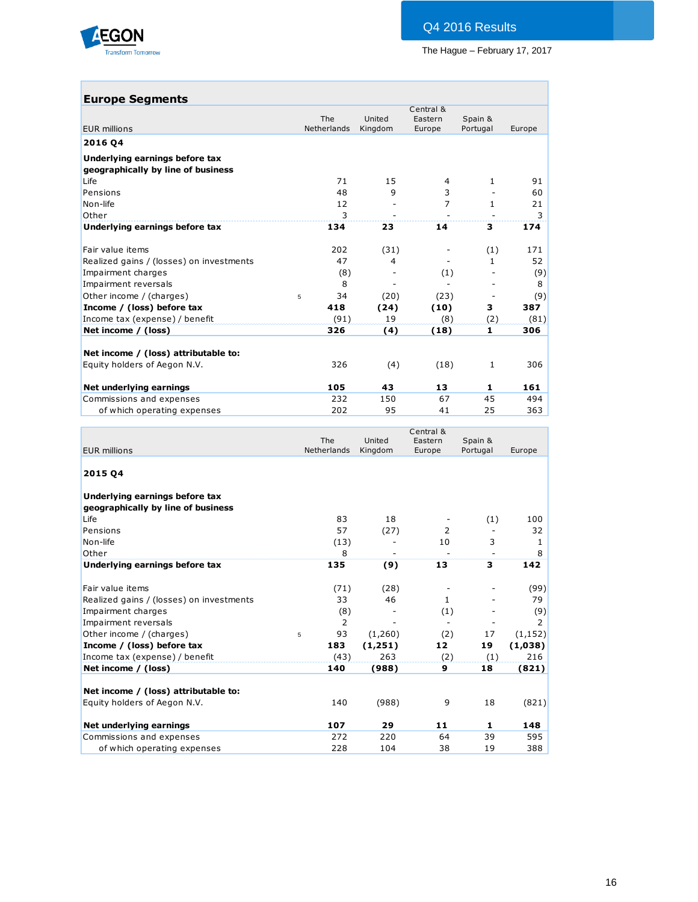## Europe Segments

| EUR millions | | The Netherlands | United Kingdom | Central & Eastern Europe | Spain & Portugal | Europe |
|---|---|---|---|---|---|---|
| **2016 Q4** | | | | | | |
| **Underlying earnings before tax geographically by line of business** | | | | | | |
| Life | | 71 | 15 | 4 | 1 | 91 |
| Pensions | | 48 | 9 | 3 | - | 60 |
| Non-life | | 12 | - | 7 | 1 | 21 |
| Other | | 3 | - | - | - | 3 |
| **Underlying earnings before tax** | | **134** | **23** | **14** | **3** | **174** |
| Fair value items | | 202 | (31) | - | (1) | 171 |
| Realized gains / (losses) on investments | | 47 | 4 | - | 1 | 52 |
| Impairment charges | | (8) | - | (1) | - | (9) |
| Impairment reversals | | 8 | - | - | - | 8 |
| Other income / (charges) | 5 | 34 | (20) | (23) | - | (9) |
| **Income / (loss) before tax** | | **418** | **(24)** | **(10)** | **3** | **387** |
| Income tax (expense) / benefit | | (91) | 19 | (8) | (2) | (81) |
| **Net income / (loss)** | | **326** | **(4)** | **(18)** | **1** | **306** |
| **Net income / (loss) attributable to:** | | | | | | |
| Equity holders of Aegon N.V. | | 326 | (4) | (18) | 1 | 306 |
| **Net underlying earnings** | | **105** | **43** | **13** | **1** | **161** |
| Commissions and expenses | | 232 | 150 | 67 | 45 | 494 |
| of which operating expenses | | 202 | 95 | 41 | 25 | 363 |

| EUR millions | | The Netherlands | United Kingdom | Central & Eastern Europe | Spain & Portugal | Europe |
|---|---|---|---|---|---|---|
| **2015 Q4** | | | | | | |
| **Underlying earnings before tax geographically by line of business** | | | | | | |
| Life | | 83 | 18 | - | (1) | 100 |
| Pensions | | 57 | (27) | 2 | - | 32 |
| Non-life | | (13) | - | 10 | 3 | 1 |
| Other | | 8 | - | - | - | 8 |
| **Underlying earnings before tax** | | **135** | **(9)** | **13** | **3** | **142** |
| Fair value items | | (71) | (28) | - | - | (99) |
| Realized gains / (losses) on investments | | 33 | 46 | 1 | - | 79 |
| Impairment charges | | (8) | - | (1) | - | (9) |
| Impairment reversals | | 2 | - | - | - | 2 |
| Other income / (charges) | 5 | 93 | (1,260) | (2) | 17 | (1,152) |
| **Income / (loss) before tax** | | **183** | **(1,251)** | **12** | **19** | **(1,038)** |
| Income tax (expense) / benefit | | (43) | 263 | (2) | (1) | 216 |
| **Net income / (loss)** | | **140** | **(988)** | **9** | **18** | **(821)** |
| **Net income / (loss) attributable to:** | | | | | | |
| Equity holders of Aegon N.V. | | 140 | (988) | 9 | 18 | (821) |
| **Net underlying earnings** | | **107** | **29** | **11** | **1** | **148** |
| Commissions and expenses | | 272 | 220 | 64 | 39 | 595 |
| of which operating expenses | | 228 | 104 | 38 | 19 | 388 |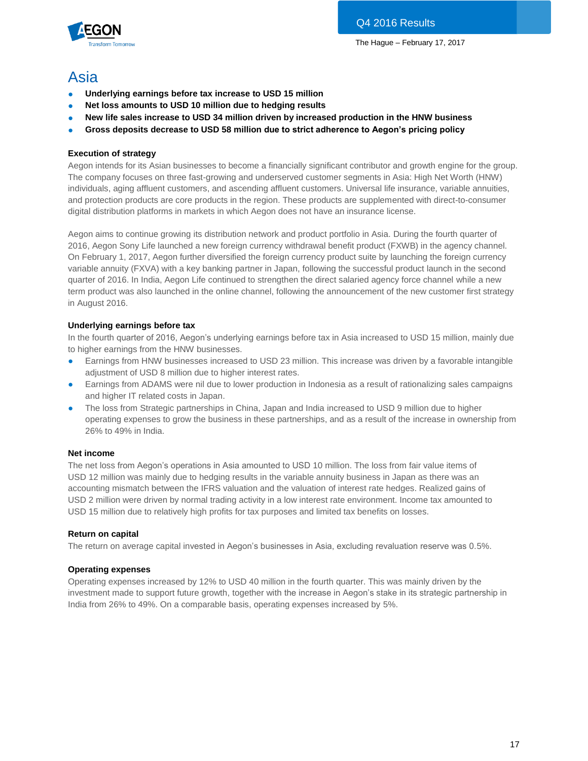# Asia

- **Underlying earnings before tax increase to USD 15 million**
- **Net loss amounts to USD 10 million due to hedging results**
- **New life sales increase to USD 34 million driven by increased production in the HNW business**
- **Gross deposits decrease to USD 58 million due to strict adherence to Aegon's pricing policy**

### Execution of strategy

Aegon intends for its Asian businesses to become a financially significant contributor and growth engine for the group. The company focuses on three fast-growing and underserved customer segments in Asia: High Net Worth (HNW) individuals, aging affluent customers, and ascending affluent customers. Universal life insurance, variable annuities, and protection products are core products in the region. These products are supplemented with direct-to-consumer digital distribution platforms in markets in which Aegon does not have an insurance license.

Aegon aims to continue growing its distribution network and product portfolio in Asia. During the fourth quarter of 2016, Aegon Sony Life launched a new foreign currency withdrawal benefit product (FXWB) in the agency channel. On February 1, 2017, Aegon further diversified the foreign currency product suite by launching the foreign currency variable annuity (FXVA) with a key banking partner in Japan, following the successful product launch in the second quarter of 2016. In India, Aegon Life continued to strengthen the direct salaried agency force channel while a new term product was also launched in the online channel, following the announcement of the new customer first strategy in August 2016.

### Underlying earnings before tax

In the fourth quarter of 2016, Aegon's underlying earnings before tax in Asia increased to USD 15 million, mainly due to higher earnings from the HNW businesses.

- Earnings from HNW businesses increased to USD 23 million. This increase was driven by a favorable intangible adjustment of USD 8 million due to higher interest rates.
- Earnings from ADAMS were nil due to lower production in Indonesia as a result of rationalizing sales campaigns and higher IT related costs in Japan.
- The loss from Strategic partnerships in China, Japan and India increased to USD 9 million due to higher operating expenses to grow the business in these partnerships, and as a result of the increase in ownership from 26% to 49% in India.

### Net income

The net loss from Aegon's operations in Asia amounted to USD 10 million. The loss from fair value items of USD 12 million was mainly due to hedging results in the variable annuity business in Japan as there was an accounting mismatch between the IFRS valuation and the valuation of interest rate hedges. Realized gains of USD 2 million were driven by normal trading activity in a low interest rate environment. Income tax amounted to USD 15 million due to relatively high profits for tax purposes and limited tax benefits on losses.

### Return on capital

The return on average capital invested in Aegon's businesses in Asia, excluding revaluation reserve was 0.5%.

### Operating expenses

Operating expenses increased by 12% to USD 40 million in the fourth quarter. This was mainly driven by the investment made to support future growth, together with the increase in Aegon's stake in its strategic partnership in India from 26% to 49%. On a comparable basis, operating expenses increased by 5%.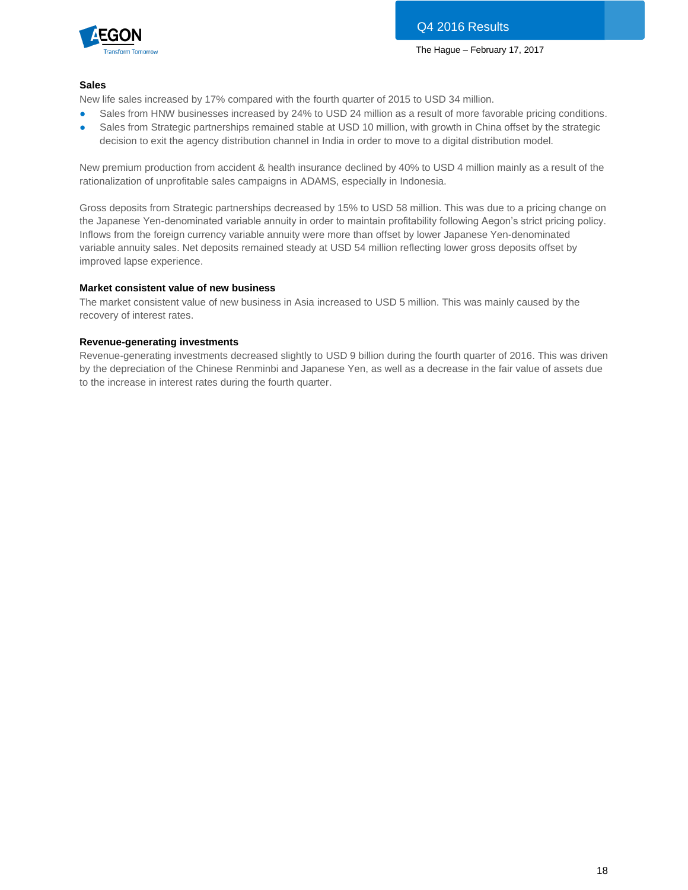**Sales**

New life sales increased by 17% compared with the fourth quarter of 2015 to USD 34 million.

- Sales from HNW businesses increased by 24% to USD 24 million as a result of more favorable pricing conditions.
- Sales from Strategic partnerships remained stable at USD 10 million, with growth in China offset by the strategic decision to exit the agency distribution channel in India in order to move to a digital distribution model.

New premium production from accident & health insurance declined by 40% to USD 4 million mainly as a result of the rationalization of unprofitable sales campaigns in ADAMS, especially in Indonesia.

Gross deposits from Strategic partnerships decreased by 15% to USD 58 million. This was due to a pricing change on the Japanese Yen-denominated variable annuity in order to maintain profitability following Aegon's strict pricing policy. Inflows from the foreign currency variable annuity were more than offset by lower Japanese Yen-denominated variable annuity sales. Net deposits remained steady at USD 54 million reflecting lower gross deposits offset by improved lapse experience.

**Market consistent value of new business**

The market consistent value of new business in Asia increased to USD 5 million. This was mainly caused by the recovery of interest rates.

**Revenue-generating investments**

Revenue-generating investments decreased slightly to USD 9 billion during the fourth quarter of 2016. This was driven by the depreciation of the Chinese Renminbi and Japanese Yen, as well as a decrease in the fair value of assets due to the increase in interest rates during the fourth quarter.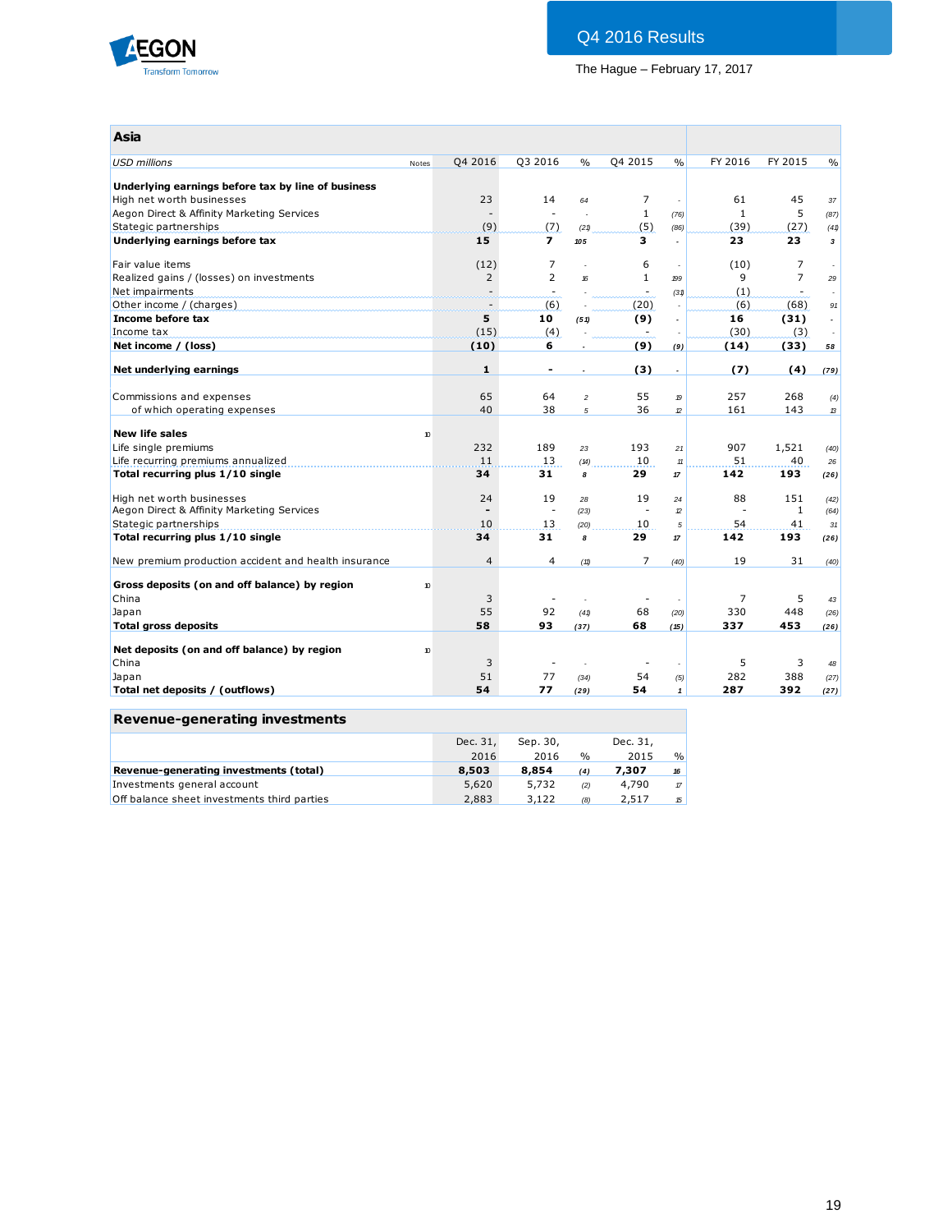Q4 2016 Results

The Hague – February 17, 2017

## Asia

| *USD millions* | Notes | Q4 2016 | Q3 2016 | % | Q4 2015 | % | FY 2016 | FY 2015 | % |
|---|---|---|---|---|---|---|---|---|---|
| **Underlying earnings before tax by line of business** | | | | | | | | | |
| High net worth businesses | | 23 | 14 | 64 | 7 | - | 61 | 45 | 37 |
| Aegon Direct & Affinity Marketing Services | | - | - | - | 1 | (76) | 1 | 5 | (87) |
| Stategic partnerships | | (9) | (7) | (21) | (5) | (86) | (39) | (27) | (41) |
| **Underlying earnings before tax** | | **15** | **7** | **105** | **3** | - | **23** | **23** | **3** |
| | | | | | | | | | |
| Fair value items | | (12) | 7 | - | 6 | - | (10) | 7 | - |
| Realized gains / (losses) on investments | | 2 | 2 | 16 | 1 | 199 | 9 | 7 | 29 |
| Net impairments | | - | - | - | - | (31) | (1) | - | - |
| Other income / (charges) | | - | (6) | - | (20) | - | (6) | (68) | 91 |
| **Income before tax** | | **5** | **10** | **(51)** | **(9)** | - | **16** | **(31)** | - |
| Income tax | | (15) | (4) | - | - | - | (30) | (3) | - |
| **Net income / (loss)** | | **(10)** | **6** | - | **(9)** | **(9)** | **(14)** | **(33)** | **58** |
| | | | | | | | | | |
| **Net underlying earnings** | | **1** | **-** | - | **(3)** | - | **(7)** | **(4)** | **(79)** |
| | | | | | | | | | |
| Commissions and expenses | | 65 | 64 | 2 | 55 | 19 | 257 | 268 | (4) |
| of which operating expenses | | 40 | 38 | 5 | 36 | 12 | 161 | 143 | 13 |
| | | | | | | | | | |
| **New life sales** | 10 | | | | | | | | |
| Life single premiums | | 232 | 189 | 23 | 193 | 21 | 907 | 1,521 | (40) |
| Life recurring premiums annualized | | 11 | 13 | (14) | 10 | 11 | 51 | 40 | 26 |
| **Total recurring plus 1/10 single** | | **34** | **31** | **8** | **29** | **17** | **142** | **193** | **(26)** |
| | | | | | | | | | |
| High net worth businesses | | 24 | 19 | 28 | 19 | 24 | 88 | 151 | (42) |
| Aegon Direct & Affinity Marketing Services | | - | - | (23) | - | 12 | - | 1 | (64) |
| Stategic partnerships | | 10 | 13 | (20) | 10 | 5 | 54 | 41 | 31 |
| **Total recurring plus 1/10 single** | | **34** | **31** | **8** | **29** | **17** | **142** | **193** | **(26)** |
| | | | | | | | | | |
| New premium production accident and health insurance | | 4 | 4 | (11) | 7 | (40) | 19 | 31 | (40) |
| | | | | | | | | | |
| **Gross deposits (on and off balance) by region** | 10 | | | | | | | | |
| China | | 3 | - | - | - | - | 7 | 5 | 43 |
| Japan | | 55 | 92 | (41) | 68 | (20) | 330 | 448 | (26) |
| **Total gross deposits** | | **58** | **93** | **(37)** | **68** | **(15)** | **337** | **453** | **(26)** |
| | | | | | | | | | |
| **Net deposits (on and off balance) by region** | 10 | | | | | | | | |
| China | | 3 | - | - | - | - | 5 | 3 | 48 |
| Japan | | 51 | 77 | (34) | 54 | (5) | 282 | 388 | (27) |
| **Total net deposits / (outflows)** | | **54** | **77** | **(29)** | **54** | **1** | **287** | **392** | **(27)** |

## Revenue-generating investments

| | Dec. 31, 2016 | Sep. 30, 2016 | % | Dec. 31, 2015 | % |
|---|---|---|---|---|---|
| **Revenue-generating investments (total)** | **8,503** | **8,854** | **(4)** | **7,307** | **16** |
| Investments general account | 5,620 | 5,732 | (2) | 4,790 | 17 |
| Off balance sheet investments third parties | 2,883 | 3,122 | (8) | 2,517 | 15 |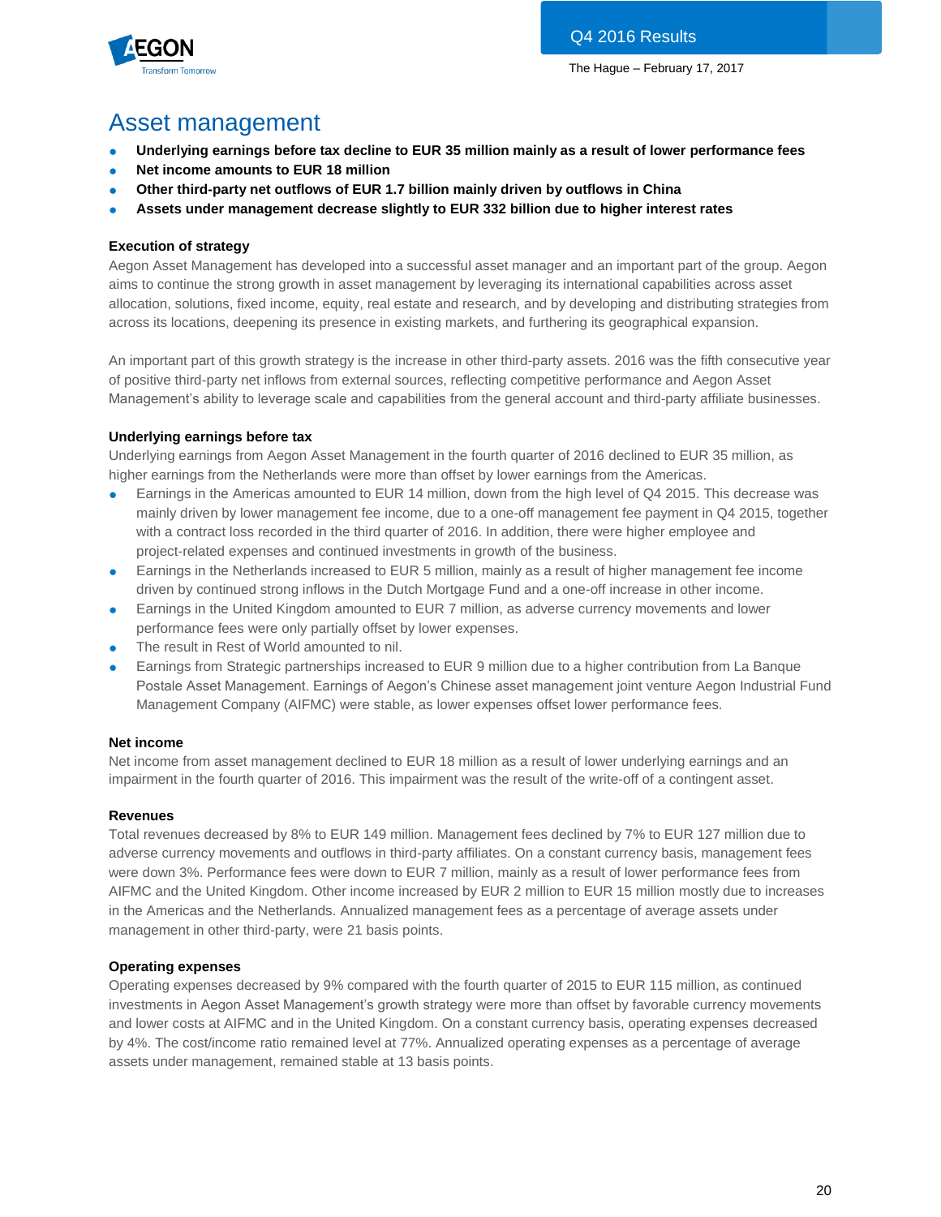# Asset management

- **Underlying earnings before tax decline to EUR 35 million mainly as a result of lower performance fees**
- **Net income amounts to EUR 18 million**
- **Other third-party net outflows of EUR 1.7 billion mainly driven by outflows in China**
- **Assets under management decrease slightly to EUR 332 billion due to higher interest rates**

### Execution of strategy

Aegon Asset Management has developed into a successful asset manager and an important part of the group. Aegon aims to continue the strong growth in asset management by leveraging its international capabilities across asset allocation, solutions, fixed income, equity, real estate and research, and by developing and distributing strategies from across its locations, deepening its presence in existing markets, and furthering its geographical expansion.

An important part of this growth strategy is the increase in other third-party assets. 2016 was the fifth consecutive year of positive third-party net inflows from external sources, reflecting competitive performance and Aegon Asset Management's ability to leverage scale and capabilities from the general account and third-party affiliate businesses.

### Underlying earnings before tax

Underlying earnings from Aegon Asset Management in the fourth quarter of 2016 declined to EUR 35 million, as higher earnings from the Netherlands were more than offset by lower earnings from the Americas.

- Earnings in the Americas amounted to EUR 14 million, down from the high level of Q4 2015. This decrease was mainly driven by lower management fee income, due to a one-off management fee payment in Q4 2015, together with a contract loss recorded in the third quarter of 2016. In addition, there were higher employee and project-related expenses and continued investments in growth of the business.
- Earnings in the Netherlands increased to EUR 5 million, mainly as a result of higher management fee income driven by continued strong inflows in the Dutch Mortgage Fund and a one-off increase in other income.
- Earnings in the United Kingdom amounted to EUR 7 million, as adverse currency movements and lower performance fees were only partially offset by lower expenses.
- The result in Rest of World amounted to nil.
- Earnings from Strategic partnerships increased to EUR 9 million due to a higher contribution from La Banque Postale Asset Management. Earnings of Aegon's Chinese asset management joint venture Aegon Industrial Fund Management Company (AIFMC) were stable, as lower expenses offset lower performance fees.

### Net income

Net income from asset management declined to EUR 18 million as a result of lower underlying earnings and an impairment in the fourth quarter of 2016. This impairment was the result of the write-off of a contingent asset.

### Revenues

Total revenues decreased by 8% to EUR 149 million. Management fees declined by 7% to EUR 127 million due to adverse currency movements and outflows in third-party affiliates. On a constant currency basis, management fees were down 3%. Performance fees were down to EUR 7 million, mainly as a result of lower performance fees from AIFMC and the United Kingdom. Other income increased by EUR 2 million to EUR 15 million mostly due to increases in the Americas and the Netherlands. Annualized management fees as a percentage of average assets under management in other third-party, were 21 basis points.

### Operating expenses

Operating expenses decreased by 9% compared with the fourth quarter of 2015 to EUR 115 million, as continued investments in Aegon Asset Management's growth strategy were more than offset by favorable currency movements and lower costs at AIFMC and in the United Kingdom. On a constant currency basis, operating expenses decreased by 4%. The cost/income ratio remained level at 77%. Annualized operating expenses as a percentage of average assets under management, remained stable at 13 basis points.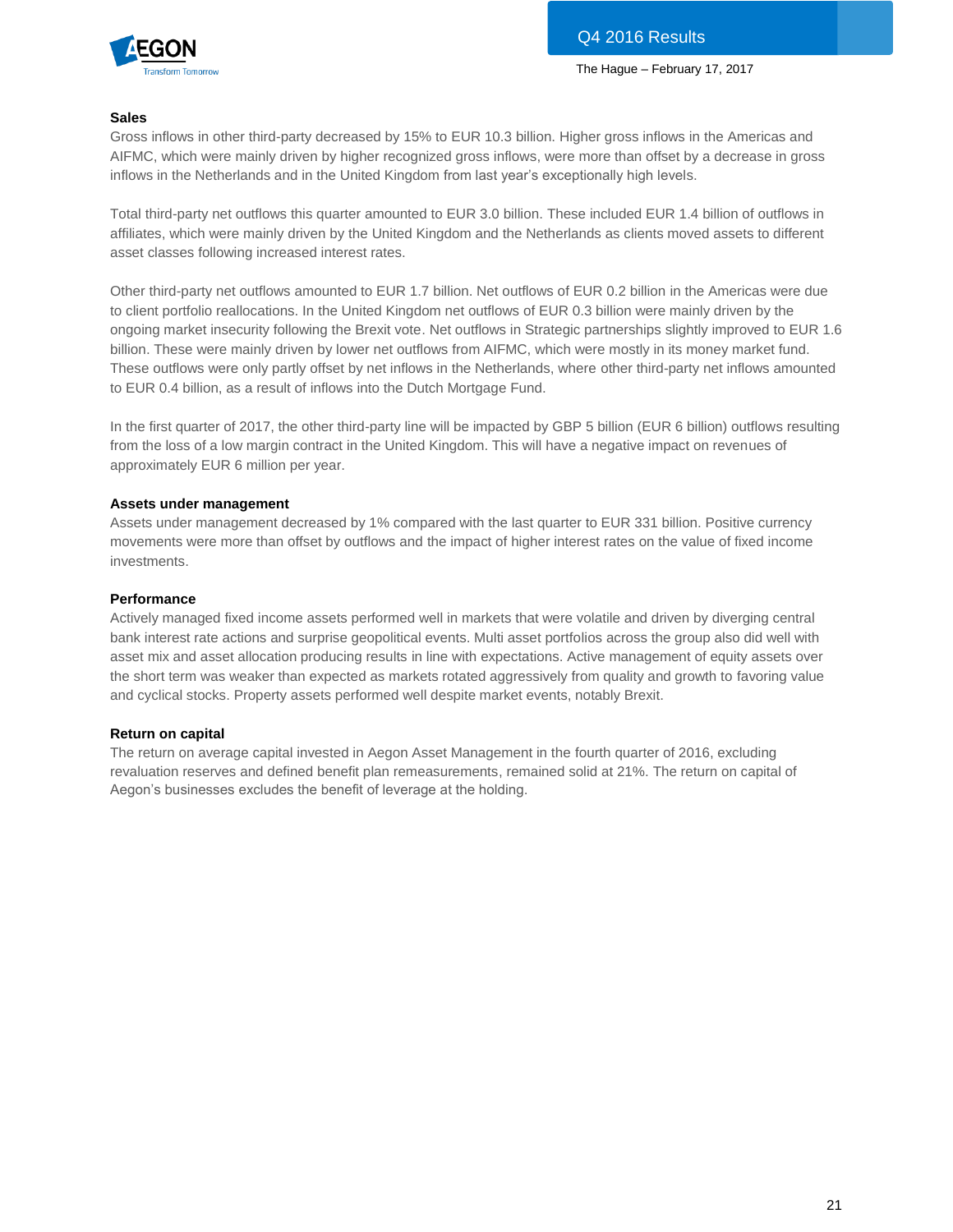### Sales

Gross inflows in other third-party decreased by 15% to EUR 10.3 billion. Higher gross inflows in the Americas and AIFMC, which were mainly driven by higher recognized gross inflows, were more than offset by a decrease in gross inflows in the Netherlands and in the United Kingdom from last year's exceptionally high levels.

Total third-party net outflows this quarter amounted to EUR 3.0 billion. These included EUR 1.4 billion of outflows in affiliates, which were mainly driven by the United Kingdom and the Netherlands as clients moved assets to different asset classes following increased interest rates.

Other third-party net outflows amounted to EUR 1.7 billion. Net outflows of EUR 0.2 billion in the Americas were due to client portfolio reallocations. In the United Kingdom net outflows of EUR 0.3 billion were mainly driven by the ongoing market insecurity following the Brexit vote. Net outflows in Strategic partnerships slightly improved to EUR 1.6 billion. These were mainly driven by lower net outflows from AIFMC, which were mostly in its money market fund. These outflows were only partly offset by net inflows in the Netherlands, where other third-party net inflows amounted to EUR 0.4 billion, as a result of inflows into the Dutch Mortgage Fund.

In the first quarter of 2017, the other third-party line will be impacted by GBP 5 billion (EUR 6 billion) outflows resulting from the loss of a low margin contract in the United Kingdom. This will have a negative impact on revenues of approximately EUR 6 million per year.

### Assets under management

Assets under management decreased by 1% compared with the last quarter to EUR 331 billion. Positive currency movements were more than offset by outflows and the impact of higher interest rates on the value of fixed income investments.

### Performance

Actively managed fixed income assets performed well in markets that were volatile and driven by diverging central bank interest rate actions and surprise geopolitical events. Multi asset portfolios across the group also did well with asset mix and asset allocation producing results in line with expectations. Active management of equity assets over the short term was weaker than expected as markets rotated aggressively from quality and growth to favoring value and cyclical stocks. Property assets performed well despite market events, notably Brexit.

### Return on capital

The return on average capital invested in Aegon Asset Management in the fourth quarter of 2016, excluding revaluation reserves and defined benefit plan remeasurements, remained solid at 21%. The return on capital of Aegon's businesses excludes the benefit of leverage at the holding.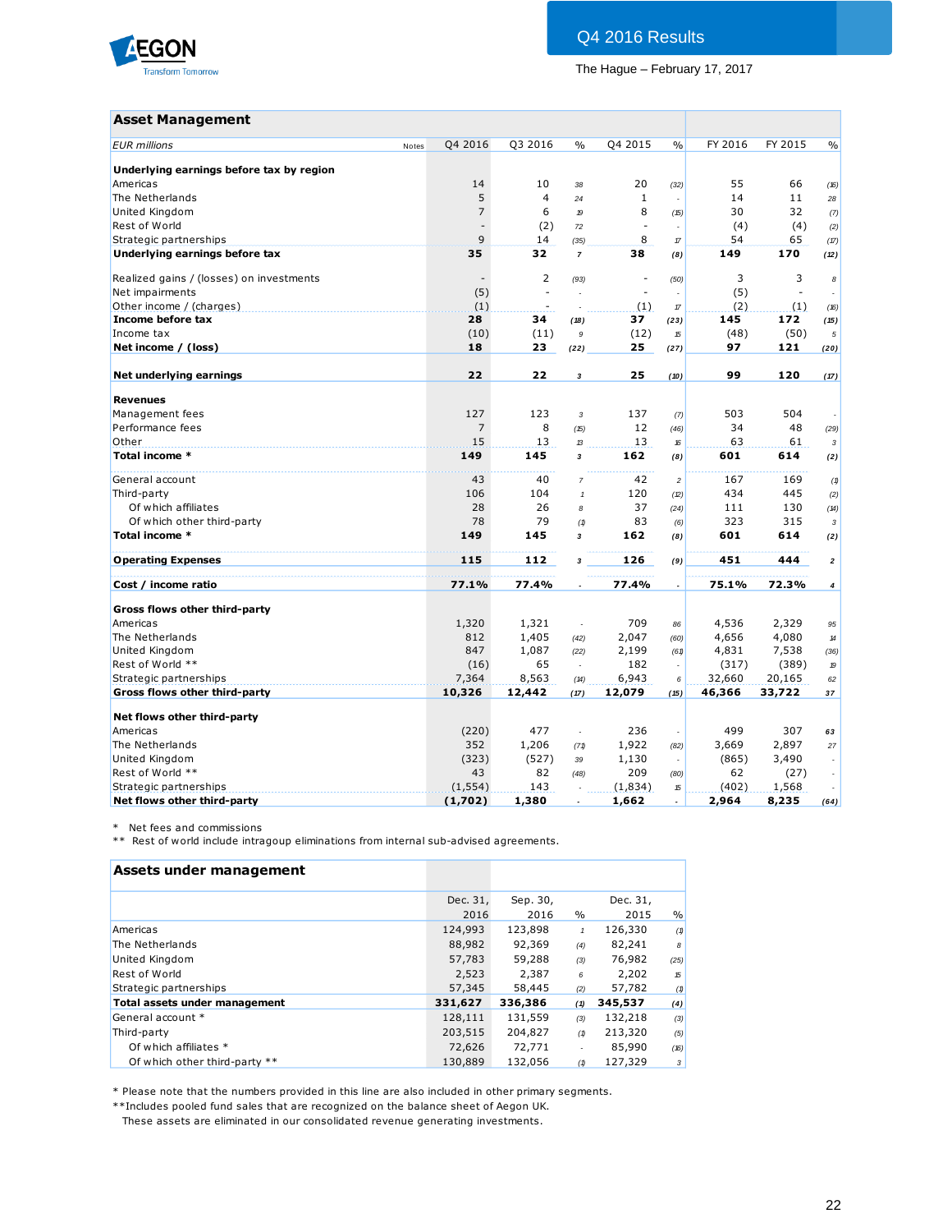## Asset Management

| EUR millions | Notes | Q4 2016 | Q3 2016 | % | Q4 2015 | % | FY 2016 | FY 2015 | % |
|---|---|---|---|---|---|---|---|---|---|
| **Underlying earnings before tax by region** | | | | | | | | | |
| Americas | | 14 | 10 | 38 | 20 | (32) | 55 | 66 | (16) |
| The Netherlands | | 5 | 4 | 24 | 1 | - | 14 | 11 | 28 |
| United Kingdom | | 7 | 6 | 19 | 8 | (15) | 30 | 32 | (7) |
| Rest of World | | - | (2) | 72 | - | - | (4) | (4) | (2) |
| Strategic partnerships | | 9 | 14 | (35) | 8 | 17 | 54 | 65 | (17) |
| **Underlying earnings before tax** | | **35** | **32** | **7** | **38** | **(8)** | **149** | **170** | **(12)** |
| | | | | | | | | | |
| Realized gains / (losses) on investments | | - | 2 | (93) | - | (50) | 3 | 3 | 8 |
| Net impairments | | (5) | - | - | - | - | (5) | - | - |
| Other income / (charges) | | (1) | - | - | (1) | 17 | (2) | (1) | (16) |
| **Income before tax** | | **28** | **34** | **(18)** | **37** | **(23)** | **145** | **172** | **(15)** |
| Income tax | | (10) | (11) | 9 | (12) | 15 | (48) | (50) | 5 |
| **Net income / (loss)** | | **18** | **23** | **(22)** | **25** | **(27)** | **97** | **121** | **(20)** |
| | | | | | | | | | |
| **Net underlying earnings** | | **22** | **22** | **3** | **25** | **(10)** | **99** | **120** | **(17)** |
| | | | | | | | | | |
| **Revenues** | | | | | | | | | |
| Management fees | | 127 | 123 | 3 | 137 | (7) | 503 | 504 | - |
| Performance fees | | 7 | 8 | (15) | 12 | (46) | 34 | 48 | (29) |
| Other | | 15 | 13 | 13 | 13 | 16 | 63 | 61 | 3 |
| **Total income *** | | **149** | **145** | **3** | **162** | **(8)** | **601** | **614** | **(2)** |
| | | | | | | | | | |
| General account | | 43 | 40 | 7 | 42 | 2 | 167 | 169 | (1) |
| Third-party | | 106 | 104 | 1 | 120 | (12) | 434 | 445 | (2) |
| Of which affiliates | | 28 | 26 | 8 | 37 | (24) | 111 | 130 | (14) |
| Of which other third-party | | 78 | 79 | (1) | 83 | (6) | 323 | 315 | 3 |
| **Total income *** | | **149** | **145** | **3** | **162** | **(8)** | **601** | **614** | **(2)** |
| | | | | | | | | | |
| **Operating Expenses** | | **115** | **112** | **3** | **126** | **(9)** | **451** | **444** | **2** |
| | | | | | | | | | |
| **Cost / income ratio** | | **77.1%** | **77.4%** | **-** | **77.4%** | **-** | **75.1%** | **72.3%** | **4** |
| | | | | | | | | | |
| **Gross flows other third-party** | | | | | | | | | |
| Americas | | 1,320 | 1,321 | - | 709 | 86 | 4,536 | 2,329 | 95 |
| The Netherlands | | 812 | 1,405 | (42) | 2,047 | (60) | 4,656 | 4,080 | 14 |
| United Kingdom | | 847 | 1,087 | (22) | 2,199 | (61) | 4,831 | 7,538 | (36) |
| Rest of World ** | | (16) | 65 | - | 182 | - | (317) | (389) | 19 |
| Strategic partnerships | | 7,364 | 8,563 | (14) | 6,943 | 6 | 32,660 | 20,165 | 62 |
| **Gross flows other third-party** | | **10,326** | **12,442** | **(17)** | **12,079** | **(15)** | **46,366** | **33,722** | **37** |
| | | | | | | | | | |
| **Net flows other third-party** | | | | | | | | | |
| Americas | | (220) | 477 | - | 236 | - | 499 | 307 | 63 |
| The Netherlands | | 352 | 1,206 | (71) | 1,922 | (82) | 3,669 | 2,897 | 27 |
| United Kingdom | | (323) | (527) | 39 | 1,130 | - | (865) | 3,490 | - |
| Rest of World ** | | 43 | 82 | (48) | 209 | (80) | 62 | (27) | - |
| Strategic partnerships | | (1,554) | 143 | - | (1,834) | 15 | (402) | 1,568 | - |
| **Net flows other third-party** | | **(1,702)** | **1,380** | **-** | **1,662** | **-** | **2,964** | **8,235** | **(64)** |

\* Net fees and commissions
** Rest of world include intragoup eliminations from internal sub-advised agreements.

## Assets under management

| | Dec. 31, 2016 | Sep. 30, 2016 | % | Dec. 31, 2015 | % |
|---|---|---|---|---|---|
| Americas | 124,993 | 123,898 | 1 | 126,330 | (1) |
| The Netherlands | 88,982 | 92,369 | (4) | 82,241 | 8 |
| United Kingdom | 57,783 | 59,288 | (3) | 76,982 | (25) |
| Rest of World | 2,523 | 2,387 | 6 | 2,202 | 15 |
| Strategic partnerships | 57,345 | 58,445 | (2) | 57,782 | (1) |
| **Total assets under management** | **331,627** | **336,386** | **(1)** | **345,537** | **(4)** |
| General account * | 128,111 | 131,559 | (3) | 132,218 | (3) |
| Third-party | 203,515 | 204,827 | (1) | 213,320 | (5) |
| Of which affiliates * | 72,626 | 72,771 | - | 85,990 | (16) |
| Of which other third-party ** | 130,889 | 132,056 | (1) | 127,329 | 3 |

\* Please note that the numbers provided in this line are also included in other primary segments.
**Includes pooled fund sales that are recognized on the balance sheet of Aegon UK.
These assets are eliminated in our consolidated revenue generating investments.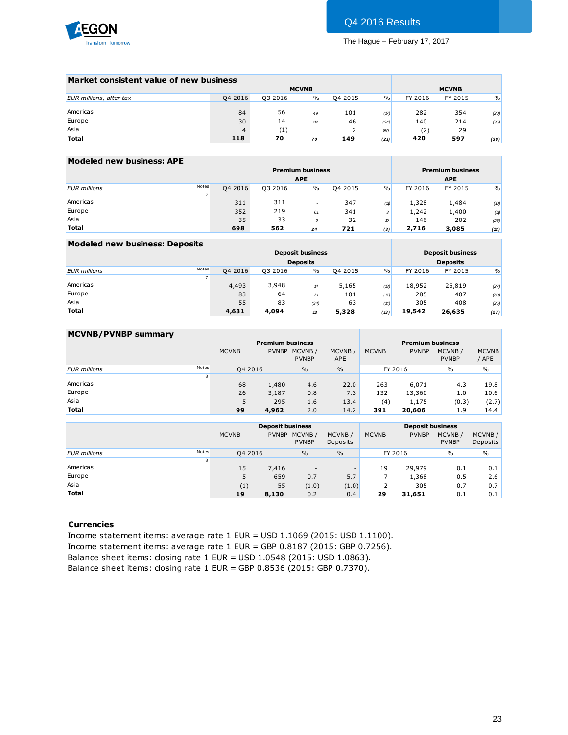## Market consistent value of new business

| EUR millions, after tax | MCVNB Q4 2016 | Q3 2016 | % | Q4 2015 | % | MCVNB FY 2016 | FY 2015 | % |
|---|---|---|---|---|---|---|---|---|
| Americas | 84 | 56 | 49 | 101 | (17) | 282 | 354 | (20) |
| Europe | 30 | 14 | 112 | 46 | (34) | 140 | 214 | (35) |
| Asia | 4 | (1) | - | 2 | 150 | (2) | 29 | - |
| **Total** | **118** | **70** | 70 | **149** | (21) | **420** | **597** | (30) |

## Modeled new business: APE

| EUR millions | Notes | Premium business APE Q4 2016 | Q3 2016 | % | Q4 2015 | % | Premium business APE FY 2016 | FY 2015 | % |
|---|---|---|---|---|---|---|---|---|---|
| | 7 | | | | | | | | |
| Americas | | 311 | 311 | - | 347 | (11) | 1,328 | 1,484 | (10) |
| Europe | | 352 | 219 | 61 | 341 | 3 | 1,242 | 1,400 | (11) |
| Asia | | 35 | 33 | 9 | 32 | 10 | 146 | 202 | (28) |
| **Total** | | **698** | **562** | 24 | **721** | (3) | **2,716** | **3,085** | (12) |

## Modeled new business: Deposits

| EUR millions | Notes | Deposit business Deposits Q4 2016 | Q3 2016 | % | Q4 2015 | % | Deposit business Deposits FY 2016 | FY 2015 | % |
|---|---|---|---|---|---|---|---|---|---|
| | 7 | | | | | | | | |
| Americas | | 4,493 | 3,948 | 14 | 5,165 | (13) | 18,952 | 25,819 | (27) |
| Europe | | 83 | 64 | 31 | 101 | (17) | 285 | 407 | (30) |
| Asia | | 55 | 83 | (34) | 63 | (14) | 305 | 408 | (25) |
| **Total** | | **4,631** | **4,094** | 13 | **5,328** | (13) | **19,542** | **26,635** | (27) |

## MCVNB/PVNBP summary

| EUR millions | Notes | Premium business MCVNB Q4 2016 | PVNBP Q4 2016 | MCVNB / PVNBP % | MCVNB / APE % | Premium business MCVNB FY 2016 | PVNBP FY 2016 | MCVNB / PVNBP % | MCVNB / APE % |
|---|---|---|---|---|---|---|---|---|---|
| | 8 | | | | | | | | |
| Americas | | 68 | 1,480 | 4.6 | 22.0 | 263 | 6,071 | 4.3 | 19.8 |
| Europe | | 26 | 3,187 | 0.8 | 7.3 | 132 | 13,360 | 1.0 | 10.6 |
| Asia | | 5 | 295 | 1.6 | 13.4 | (4) | 1,175 | (0.3) | (2.7) |
| **Total** | | **99** | **4,962** | 2.0 | 14.2 | **391** | **20,606** | 1.9 | 14.4 |

| EUR millions | Notes | Deposit business MCVNB Q4 2016 | PVNBP Q4 2016 | MCVNB / PVNBP % | MCVNB / Deposits % | Deposit business MCVNB FY 2016 | PVNBP FY 2016 | MCVNB / PVNBP % | MCVNB / Deposits % |
|---|---|---|---|---|---|---|---|---|---|
| | 8 | | | | | | | | |
| Americas | | 15 | 7,416 | - | - | 19 | 29,979 | 0.1 | 0.1 |
| Europe | | 5 | 659 | 0.7 | 5.7 | 7 | 1,368 | 0.5 | 2.6 |
| Asia | | (1) | 55 | (1.0) | (1.0) | 2 | 305 | 0.7 | 0.7 |
| **Total** | | **19** | **8,130** | 0.2 | 0.4 | **29** | **31,651** | 0.1 | 0.1 |

### Currencies

Income statement items: average rate 1 EUR = USD 1.1069 (2015: USD 1.1100).
Income statement items: average rate 1 EUR = GBP 0.8187 (2015: GBP 0.7256).
Balance sheet items: closing rate 1 EUR = USD 1.0548 (2015: USD 1.0863).
Balance sheet items: closing rate 1 EUR = GBP 0.8536 (2015: GBP 0.7370).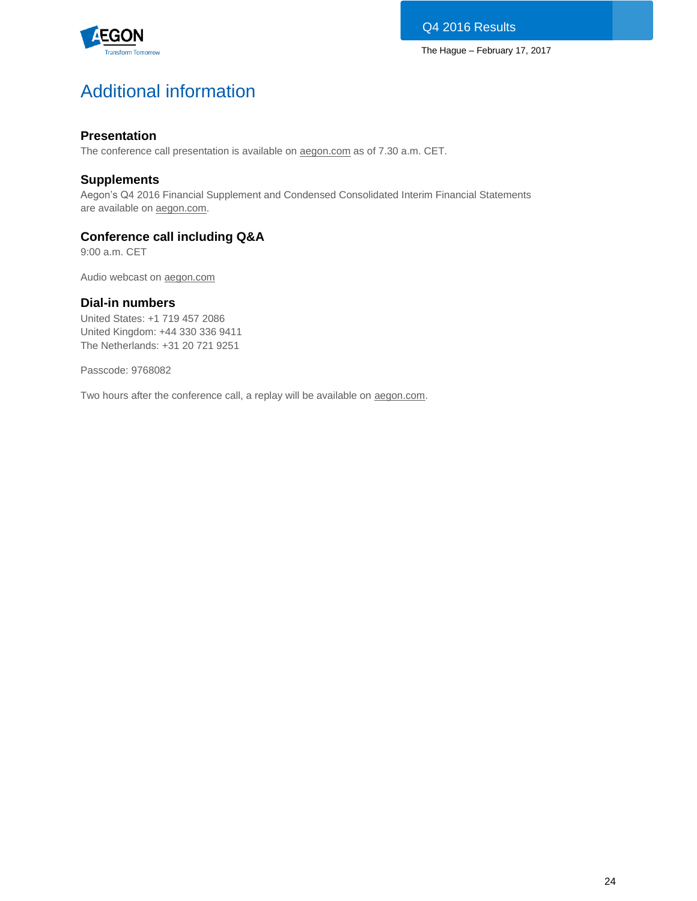# Additional information

### Presentation

The conference call presentation is available on aegon.com as of 7.30 a.m. CET.

### Supplements

Aegon's Q4 2016 Financial Supplement and Condensed Consolidated Interim Financial Statements are available on aegon.com.

### Conference call including Q&A

9:00 a.m. CET

Audio webcast on aegon.com

### Dial-in numbers

United States: +1 719 457 2086
United Kingdom: +44 330 336 9411
The Netherlands: +31 20 721 9251

Passcode: 9768082

Two hours after the conference call, a replay will be available on aegon.com.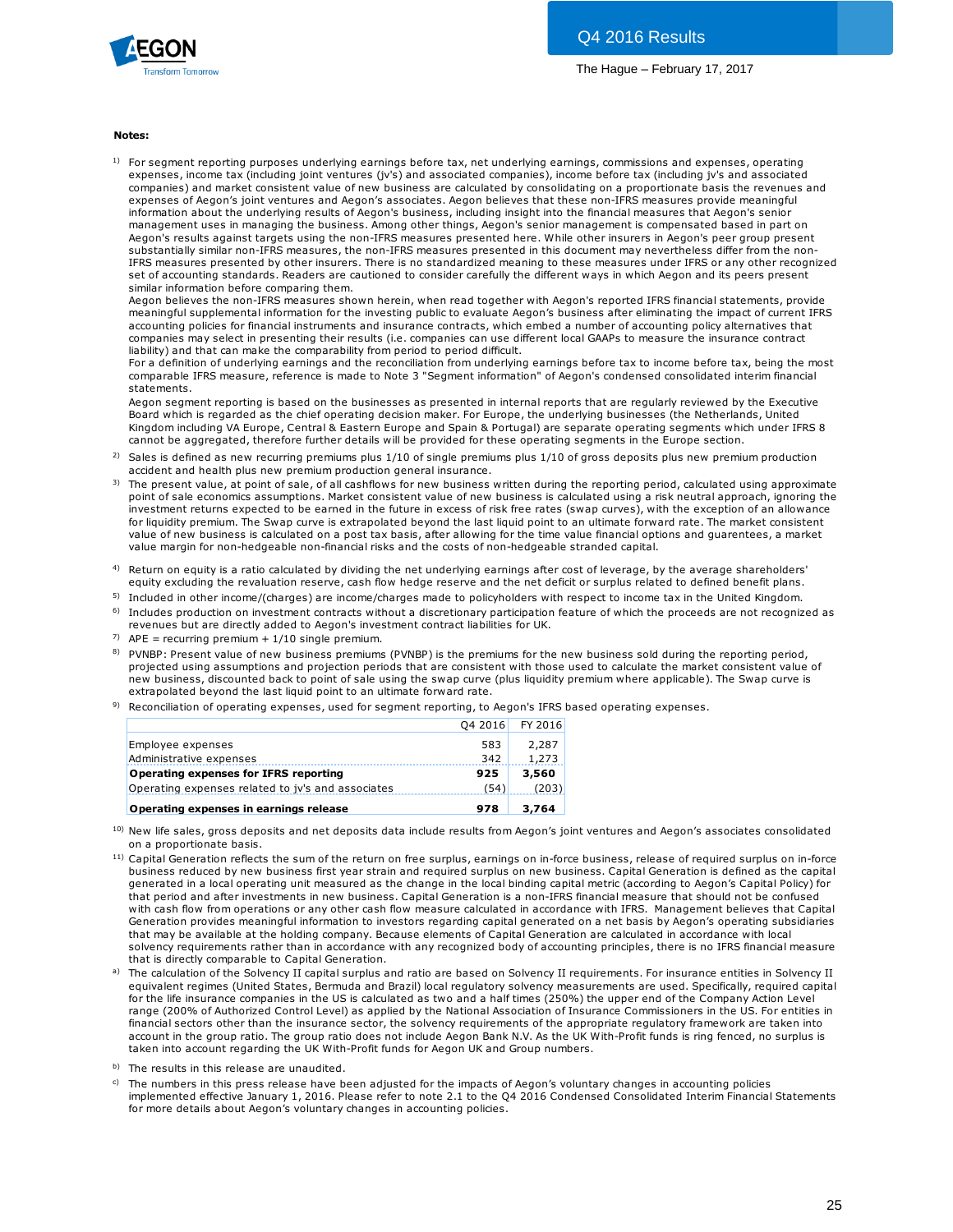**Notes:**

[1] For segment reporting purposes underlying earnings before tax, net underlying earnings, commissions and expenses, operating expenses, income tax (including joint ventures (jv's) and associated companies), income before tax (including jv's and associated companies) and market consistent value of new business are calculated by consolidating on a proportionate basis the revenues and expenses of Aegon's joint ventures and Aegon's associates. Aegon believes that these non-IFRS measures provide meaningful information about the underlying results of Aegon's business, including insight into the financial measures that Aegon's senior management uses in managing the business. Among other things, Aegon's senior management is compensated based in part on Aegon's results against targets using the non-IFRS measures presented here. While other insurers in Aegon's peer group present substantially similar non-IFRS measures, the non-IFRS measures presented in this document may nevertheless differ from the non-IFRS measures presented by other insurers. There is no standardized meaning to these measures under IFRS or any other recognized set of accounting standards. Readers are cautioned to consider carefully the different ways in which Aegon and its peers present similar information before comparing them.
Aegon believes the non-IFRS measures shown herein, when read together with Aegon's reported IFRS financial statements, provide meaningful supplemental information for the investing public to evaluate Aegon's business after eliminating the impact of current IFRS accounting policies for financial instruments and insurance contracts, which embed a number of accounting policy alternatives that companies may select in presenting their results (i.e. companies can use different local GAAPs to measure the insurance contract liability) and that can make the comparability from period to period difficult.
For a definition of underlying earnings and the reconciliation from underlying earnings before tax to income before tax, being the most comparable IFRS measure, reference is made to Note 3 "Segment information" of Aegon's condensed consolidated interim financial statements.
Aegon segment reporting is based on the businesses as presented in internal reports that are regularly reviewed by the Executive Board which is regarded as the chief operating decision maker. For Europe, the underlying businesses (the Netherlands, United Kingdom including VA Europe, Central & Eastern Europe and Spain & Portugal) are separate operating segments which under IFRS 8 cannot be aggregated, therefore further details will be provided for these operating segments in the Europe section.

[2] Sales is defined as new recurring premiums plus 1/10 of single premiums plus 1/10 of gross deposits plus new premium production accident and health plus new premium production general insurance.

[3] The present value, at point of sale, of all cashflows for new business written during the reporting period, calculated using approximate point of sale economics assumptions. Market consistent value of new business is calculated using a risk neutral approach, ignoring the investment returns expected to be earned in the future in excess of risk free rates (swap curves), with the exception of an allowance for liquidity premium. The Swap curve is extrapolated beyond the last liquid point to an ultimate forward rate. The market consistent value of new business is calculated on a post tax basis, after allowing for the time value financial options and guarentees, a market value margin for non-hedgeable non-financial risks and the costs of non-hedgeable stranded capital.

[4] Return on equity is a ratio calculated by dividing the net underlying earnings after cost of leverage, by the average shareholders' equity excluding the revaluation reserve, cash flow hedge reserve and the net deficit or surplus related to defined benefit plans.

[5] Included in other income/(charges) are income/charges made to policyholders with respect to income tax in the United Kingdom.

[6] Includes production on investment contracts without a discretionary participation feature of which the proceeds are not recognized as revenues but are directly added to Aegon's investment contract liabilities for UK.

[7] APE = recurring premium + 1/10 single premium.

[8] PVNBP: Present value of new business premiums (PVNBP) is the premiums for the new business sold during the reporting period, projected using assumptions and projection periods that are consistent with those used to calculate the market consistent value of new business, discounted back to point of sale using the swap curve (plus liquidity premium where applicable). The Swap curve is extrapolated beyond the last liquid point to an ultimate forward rate.

[9] Reconciliation of operating expenses, used for segment reporting, to Aegon's IFRS based operating expenses.

| | Q4 2016 | FY 2016 |
|---|---|---|
| Employee expenses | 583 | 2,287 |
| Administrative expenses | 342 | 1,273 |
| **Operating expenses for IFRS reporting** | **925** | **3,560** |
| Operating expenses related to jv's and associates | (54) | (203) |
| **Operating expenses in earnings release** | **978** | **3,764** |

[10] New life sales, gross deposits and net deposits data include results from Aegon's joint ventures and Aegon's associates consolidated on a proportionate basis.

[11] Capital Generation reflects the sum of the return on free surplus, earnings on in-force business, release of required surplus on in-force business reduced by new business first year strain and required surplus on new business. Capital Generation is defined as the capital generated in a local operating unit measured as the change in the local binding capital metric (according to Aegon's Capital Policy) for that period and after investments in new business. Capital Generation is a non-IFRS financial measure that should not be confused with cash flow from operations or any other cash flow measure calculated in accordance with IFRS. Management believes that Capital Generation provides meaningful information to investors regarding capital generated on a net basis by Aegon's operating subsidiaries that may be available at the holding company. Because elements of Capital Generation are calculated in accordance with local solvency requirements rather than in accordance with any recognized body of accounting principles, there is no IFRS financial measure that is directly comparable to Capital Generation.

[a] The calculation of the Solvency II capital surplus and ratio are based on Solvency II requirements. For insurance entities in Solvency II equivalent regimes (United States, Bermuda and Brazil) local regulatory solvency measurements are used. Specifically, required capital for the life insurance companies in the US is calculated as two and a half times (250%) the upper end of the Company Action Level range (200% of Authorized Control Level) as applied by the National Association of Insurance Commissioners in the US. For entities in financial sectors other than the insurance sector, the solvency requirements of the appropriate regulatory framework are taken into account in the group ratio. The group ratio does not include Aegon Bank N.V. As the UK With-Profit funds is ring fenced, no surplus is taken into account regarding the UK With-Profit funds for Aegon UK and Group numbers.

[b] The results in this release are unaudited.

[c] The numbers in this press release have been adjusted for the impacts of Aegon's voluntary changes in accounting policies implemented effective January 1, 2016. Please refer to note 2.1 to the Q4 2016 Condensed Consolidated Interim Financial Statements for more details about Aegon's voluntary changes in accounting policies.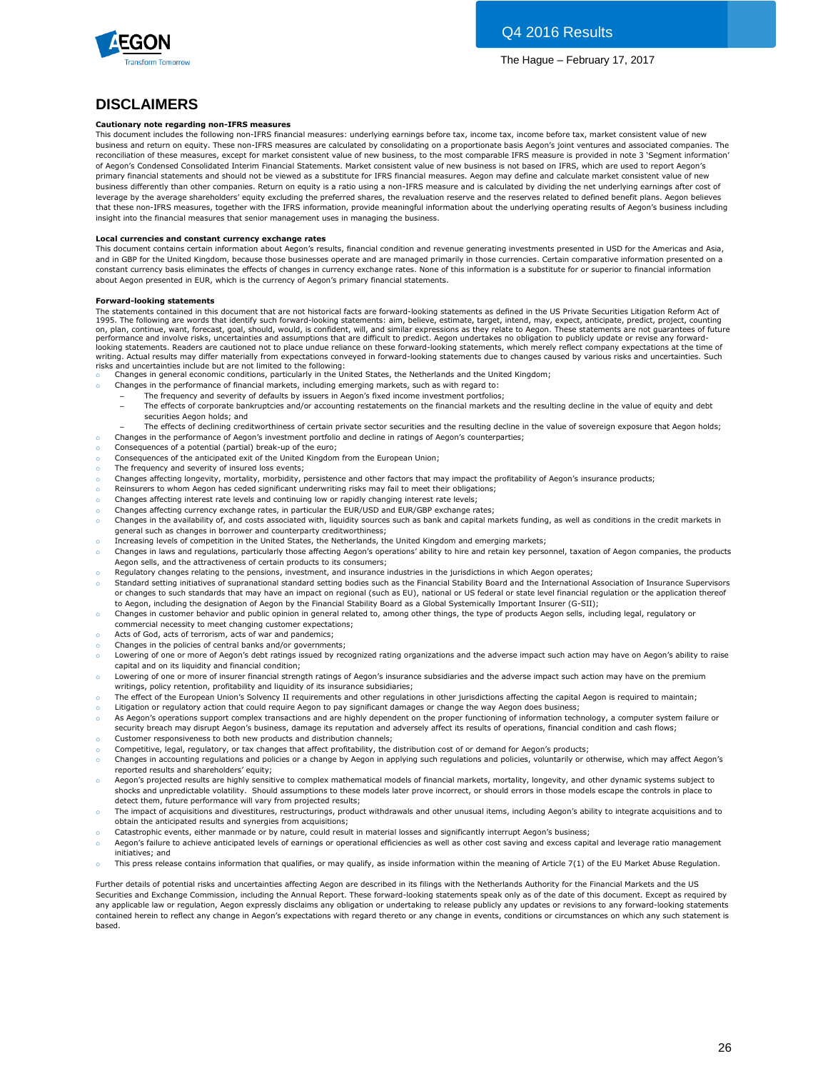## DISCLAIMERS

**Cautionary note regarding non-IFRS measures**

This document includes the following non-IFRS financial measures: underlying earnings before tax, income tax, income before tax, market consistent value of new business and return on equity. These non-IFRS measures are calculated by consolidating on a proportionate basis Aegon's joint ventures and associated companies. The reconciliation of these measures, except for market consistent value of new business, to the most comparable IFRS measure is provided in note 3 'Segment information' of Aegon's Condensed Consolidated Interim Financial Statements. Market consistent value of new business is not based on IFRS, which are used to report Aegon's primary financial statements and should not be viewed as a substitute for IFRS financial measures. Aegon may define and calculate market consistent value of new business differently than other companies. Return on equity is a ratio using a non-IFRS measure and is calculated by dividing the net underlying earnings after cost of leverage by the average shareholders' equity excluding the preferred shares, the revaluation reserve and the reserves related to defined benefit plans. Aegon believes that these non-IFRS measures, together with the IFRS information, provide meaningful information about the underlying operating results of Aegon's business including insight into the financial measures that senior management uses in managing the business.

**Local currencies and constant currency exchange rates**

This document contains certain information about Aegon's results, financial condition and revenue generating investments presented in USD for the Americas and Asia, and in GBP for the United Kingdom, because those businesses operate and are managed primarily in those currencies. Certain comparative information presented on a constant currency basis eliminates the effects of changes in currency exchange rates. None of this information is a substitute for or superior to financial information about Aegon presented in EUR, which is the currency of Aegon's primary financial statements.

**Forward-looking statements**

The statements contained in this document that are not historical facts are forward-looking statements as defined in the US Private Securities Litigation Reform Act of 1995. The following are words that identify such forward-looking statements: aim, believe, estimate, target, intend, may, expect, anticipate, predict, project, counting on, plan, continue, want, forecast, goal, should, would, is confident, will, and similar expressions as they relate to Aegon. These statements are not guarantees of future performance and involve risks, uncertainties and assumptions that are difficult to predict. Aegon undertakes no obligation to publicly update or revise any forward-looking statements. Readers are cautioned not to place undue reliance on these forward-looking statements, which merely reflect company expectations at the time of writing. Actual results may differ materially from expectations conveyed in forward-looking statements due to changes caused by various risks and uncertainties. Such risks and uncertainties include but are not limited to the following:

- Changes in general economic conditions, particularly in the United States, the Netherlands and the United Kingdom;
- Changes in the performance of financial markets, including emerging markets, such as with regard to:
  - The frequency and severity of defaults by issuers in Aegon's fixed income investment portfolios;
  - The effects of corporate bankruptcies and/or accounting restatements on the financial markets and the resulting decline in the value of equity and debt securities Aegon holds; and
  - The effects of declining creditworthiness of certain private sector securities and the resulting decline in the value of sovereign exposure that Aegon holds;
- Changes in the performance of Aegon's investment portfolio and decline in ratings of Aegon's counterparties;
- Consequences of a potential (partial) break-up of the euro;
- Consequences of the anticipated exit of the United Kingdom from the European Union;
- The frequency and severity of insured loss events;
- Changes affecting longevity, mortality, morbidity, persistence and other factors that may impact the profitability of Aegon's insurance products;
- Reinsurers to whom Aegon has ceded significant underwriting risks may fail to meet their obligations;
- Changes affecting interest rate levels and continuing low or rapidly changing interest rate levels;
- Changes affecting currency exchange rates, in particular the EUR/USD and EUR/GBP exchange rates;
- Changes in the availability of, and costs associated with, liquidity sources such as bank and capital markets funding, as well as conditions in the credit markets in general such as changes in borrower and counterparty creditworthiness;
- Increasing levels of competition in the United States, the Netherlands, the United Kingdom and emerging markets;
- Changes in laws and regulations, particularly those affecting Aegon's operations' ability to hire and retain key personnel, taxation of Aegon companies, the products Aegon sells, and the attractiveness of certain products to its consumers;
- Regulatory changes relating to the pensions, investment, and insurance industries in the jurisdictions in which Aegon operates;
- Standard setting initiatives of supranational standard setting bodies such as the Financial Stability Board and the International Association of Insurance Supervisors or changes to such standards that may have an impact on regional (such as EU), national or US federal or state level financial regulation or the application thereof to Aegon, including the designation of Aegon by the Financial Stability Board as a Global Systemically Important Insurer (G-SII);
- Changes in customer behavior and public opinion in general related to, among other things, the type of products Aegon sells, including legal, regulatory or commercial necessity to meet changing customer expectations;
- Acts of God, acts of terrorism, acts of war and pandemics;
- Changes in the policies of central banks and/or governments;
- Lowering of one or more of Aegon's debt ratings issued by recognized rating organizations and the adverse impact such action may have on Aegon's ability to raise capital and on its liquidity and financial condition;
- Lowering of one or more of insurer financial strength ratings of Aegon's insurance subsidiaries and the adverse impact such action may have on the premium writings, policy retention, profitability and liquidity of its insurance subsidiaries;
- The effect of the European Union's Solvency II requirements and other regulations in other jurisdictions affecting the capital Aegon is required to maintain;
- Litigation or regulatory action that could require Aegon to pay significant damages or change the way Aegon does business;
- As Aegon's operations support complex transactions and are highly dependent on the proper functioning of information technology, a computer system failure or security breach may disrupt Aegon's business, damage its reputation and adversely affect its results of operations, financial condition and cash flows;
- Customer responsiveness to both new products and distribution channels;
- Competitive, legal, regulatory, or tax changes that affect profitability, the distribution cost of or demand for Aegon's products;
- Changes in accounting regulations and policies or a change by Aegon in applying such regulations and policies, voluntarily or otherwise, which may affect Aegon's reported results and shareholders' equity;
- Aegon's projected results are highly sensitive to complex mathematical models of financial markets, mortality, longevity, and other dynamic systems subject to shocks and unpredictable volatility. Should assumptions to these models later prove incorrect, or should errors in those models escape the controls in place to detect them, future performance will vary from projected results;
- The impact of acquisitions and divestitures, restructurings, product withdrawals and other unusual items, including Aegon's ability to integrate acquisitions and to obtain the anticipated results and synergies from acquisitions;
- Catastrophic events, either manmade or by nature, could result in material losses and significantly interrupt Aegon's business;
- Aegon's failure to achieve anticipated levels of earnings or operational efficiencies as well as other cost saving and excess capital and leverage ratio management initiatives; and
- This press release contains information that qualifies, or may qualify, as inside information within the meaning of Article 7(1) of the EU Market Abuse Regulation.

Further details of potential risks and uncertainties affecting Aegon are described in its filings with the Netherlands Authority for the Financial Markets and the US Securities and Exchange Commission, including the Annual Report. These forward-looking statements speak only as of the date of this document. Except as required by any applicable law or regulation, Aegon expressly disclaims any obligation or undertaking to release publicly any updates or revisions to any forward-looking statements contained herein to reflect any change in Aegon's expectations with regard thereto or any change in events, conditions or circumstances on which any such statement is based.